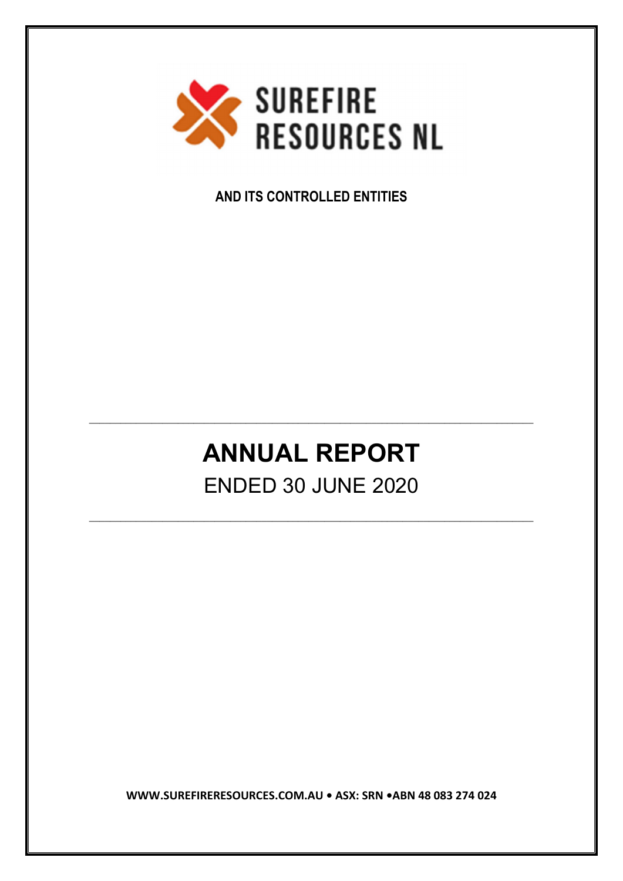SUREFIRE RESOURCES NL

**AND ITS CONTROLLED ENTITIES**

---

# ANNUAL REPORT

ENDED 30 JUNE 2020

---

**WWW.SUREFIRERESOURCES.COM.AU • ASX: SRN •ABN 48 083 274 024**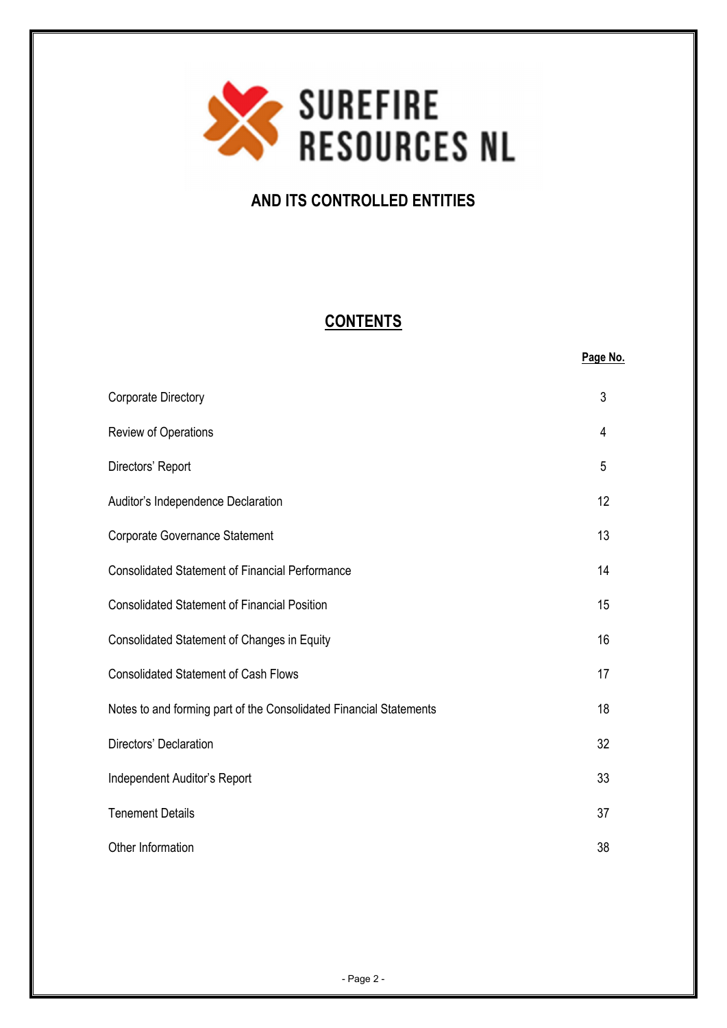# SUREFIRE RESOURCES NL

## AND ITS CONTROLLED ENTITIES

## CONTENTS

| | Page No. |
|---|---|
| Corporate Directory | 3 |
| Review of Operations | 4 |
| Directors' Report | 5 |
| Auditor's Independence Declaration | 12 |
| Corporate Governance Statement | 13 |
| Consolidated Statement of Financial Performance | 14 |
| Consolidated Statement of Financial Position | 15 |
| Consolidated Statement of Changes in Equity | 16 |
| Consolidated Statement of Cash Flows | 17 |
| Notes to and forming part of the Consolidated Financial Statements | 18 |
| Directors' Declaration | 32 |
| Independent Auditor's Report | 33 |
| Tenement Details | 37 |
| Other Information | 38 |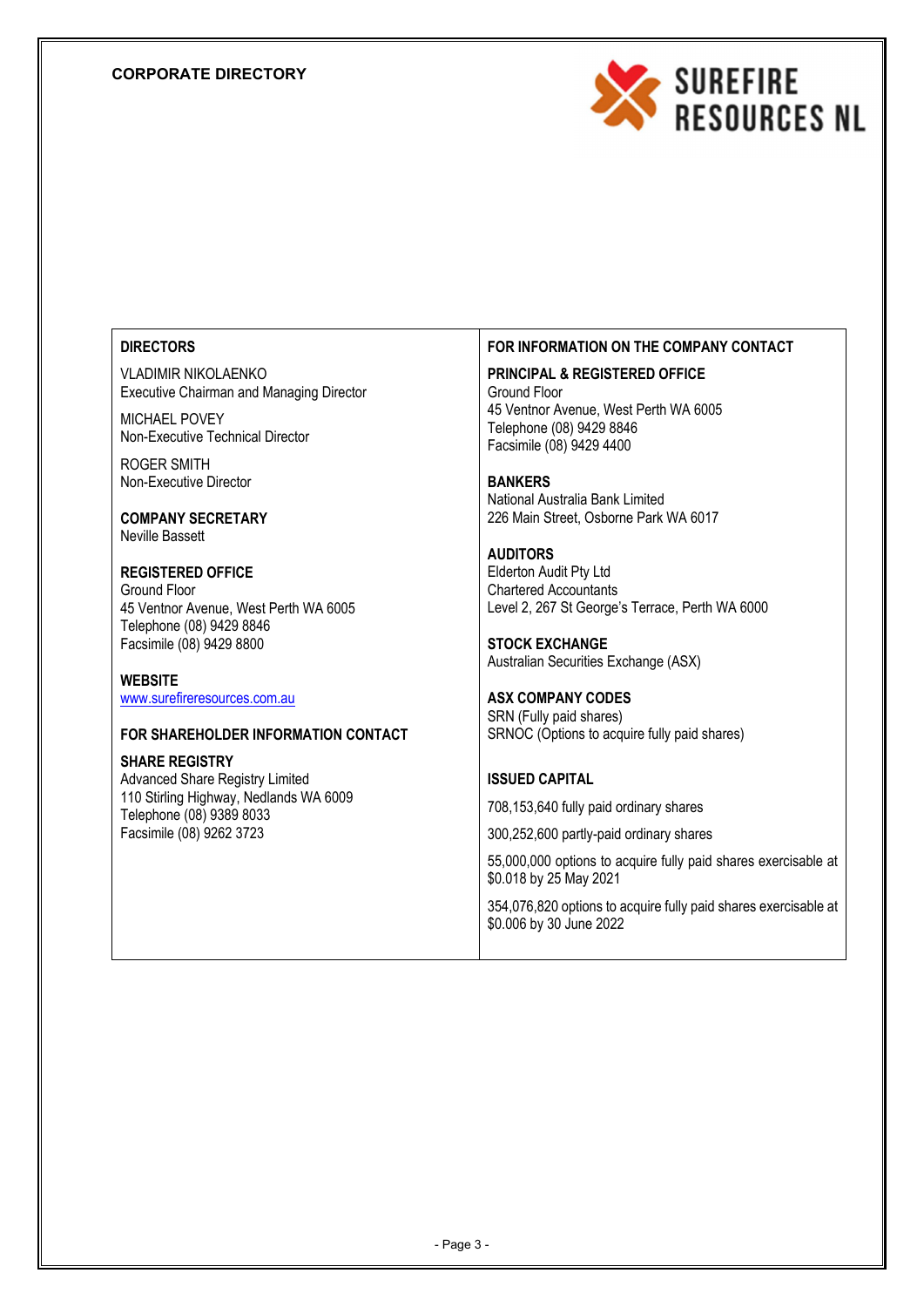# CORPORATE DIRECTORY

SUREFIRE RESOURCES NL

**DIRECTORS**

VLADIMIR NIKOLAENKO
Executive Chairman and Managing Director

MICHAEL POVEY
Non-Executive Technical Director

ROGER SMITH
Non-Executive Director

**COMPANY SECRETARY**
Neville Bassett

**REGISTERED OFFICE**
Ground Floor
45 Ventnor Avenue, West Perth WA 6005
Telephone (08) 9429 8846
Facsimile (08) 9429 8800

**WEBSITE**
www.surefireresources.com.au

**FOR SHAREHOLDER INFORMATION CONTACT**

**SHARE REGISTRY**
Advanced Share Registry Limited
110 Stirling Highway, Nedlands WA 6009
Telephone (08) 9389 8033
Facsimile (08) 9262 3723

**FOR INFORMATION ON THE COMPANY CONTACT**

**PRINCIPAL & REGISTERED OFFICE**
Ground Floor
45 Ventnor Avenue, West Perth WA 6005
Telephone (08) 9429 8846
Facsimile (08) 9429 4400

**BANKERS**
National Australia Bank Limited
226 Main Street, Osborne Park WA 6017

**AUDITORS**
Elderton Audit Pty Ltd
Chartered Accountants
Level 2, 267 St George's Terrace, Perth WA 6000

**STOCK EXCHANGE**
Australian Securities Exchange (ASX)

**ASX COMPANY CODES**
SRN (Fully paid shares)
SRNOC (Options to acquire fully paid shares)

**ISSUED CAPITAL**

708,153,640 fully paid ordinary shares

300,252,600 partly-paid ordinary shares

55,000,000 options to acquire fully paid shares exercisable at $0.018 by 25 May 2021

354,076,820 options to acquire fully paid shares exercisable at $0.006 by 30 June 2022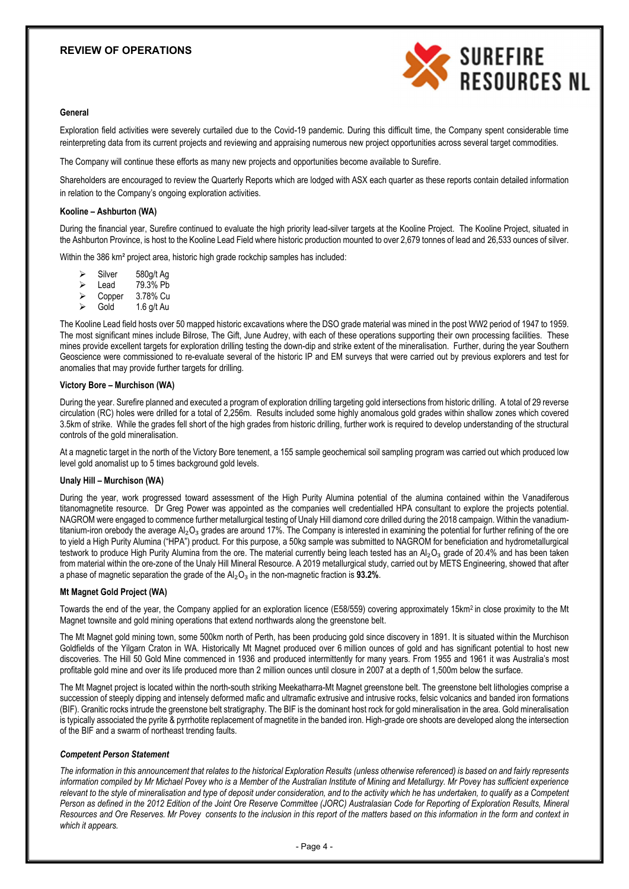## REVIEW OF OPERATIONS

**General**

Exploration field activities were severely curtailed due to the Covid-19 pandemic. During this difficult time, the Company spent considerable time reinterpreting data from its current projects and reviewing and appraising numerous new project opportunities across several target commodities.

The Company will continue these efforts as many new projects and opportunities become available to Surefire.

Shareholders are encouraged to review the Quarterly Reports which are lodged with ASX each quarter as these reports contain detailed information in relation to the Company's ongoing exploration activities.

**Kooline – Ashburton (WA)**

During the financial year, Surefire continued to evaluate the high priority lead-silver targets at the Kooline Project. The Kooline Project, situated in the Ashburton Province, is host to the Kooline Lead Field where historic production mounted to over 2,679 tonnes of lead and 26,533 ounces of silver.

Within the 386 km² project area, historic high grade rockchip samples has included:

- Silver 580g/t Ag
- Lead 79.3% Pb
- Copper 3.78% Cu
- Gold 1.6 g/t Au

The Kooline Lead field hosts over 50 mapped historic excavations where the DSO grade material was mined in the post WW2 period of 1947 to 1959. The most significant mines include Bilrose, The Gift, June Audrey, with each of these operations supporting their own processing facilities. These mines provide excellent targets for exploration drilling testing the down-dip and strike extent of the mineralisation. Further, during the year Southern Geoscience were commissioned to re-evaluate several of the historic IP and EM surveys that were carried out by previous explorers and test for anomalies that may provide further targets for drilling.

**Victory Bore – Murchison (WA)**

During the year. Surefire planned and executed a program of exploration drilling targeting gold intersections from historic drilling. A total of 29 reverse circulation (RC) holes were drilled for a total of 2,256m. Results included some highly anomalous gold grades within shallow zones which covered 3.5km of strike. While the grades fell short of the high grades from historic drilling, further work is required to develop understanding of the structural controls of the gold mineralisation.

At a magnetic target in the north of the Victory Bore tenement, a 155 sample geochemical soil sampling program was carried out which produced low level gold anomalist up to 5 times background gold levels.

**Unaly Hill – Murchison (WA)**

During the year, work progressed toward assessment of the High Purity Alumina potential of the alumina contained within the Vanadiferous titanomagnetite resource. Dr Greg Power was appointed as the companies well credentialled HPA consultant to explore the projects potential. NAGROM were engaged to commence further metallurgical testing of Unaly Hill diamond core drilled during the 2018 campaign. Within the vanadium-titanium-iron orebody the average $Al_2O_3$ grades are around 17%. The Company is interested in examining the potential for further refining of the ore to yield a High Purity Alumina ("HPA") product. For this purpose, a 50kg sample was submitted to NAGROM for beneficiation and hydrometallurgical testwork to produce High Purity Alumina from the ore. The material currently being leach tested has an $Al_2O_3$ grade of 20.4% and has been taken from material within the ore-zone of the Unaly Hill Mineral Resource. A 2019 metallurgical study, carried out by METS Engineering, showed that after a phase of magnetic separation the grade of the $Al_2O_3$ in the non-magnetic fraction is **93.2%**.

**Mt Magnet Gold Project (WA)**

Towards the end of the year, the Company applied for an exploration licence (E58/559) covering approximately 15km² in close proximity to the Mt Magnet townsite and gold mining operations that extend northwards along the greenstone belt.

The Mt Magnet gold mining town, some 500km north of Perth, has been producing gold since discovery in 1891. It is situated within the Murchison Goldfields of the Yilgarn Craton in WA. Historically Mt Magnet produced over 6 million ounces of gold and has significant potential to host new discoveries. The Hill 50 Gold Mine commenced in 1936 and produced intermittently for many years. From 1955 and 1961 it was Australia's most profitable gold mine and over its life produced more than 2 million ounces until closure in 2007 at a depth of 1,500m below the surface.

The Mt Magnet project is located within the north-south striking Meekatharra-Mt Magnet greenstone belt. The greenstone belt lithologies comprise a succession of steeply dipping and intensely deformed mafic and ultramafic extrusive and intrusive rocks, felsic volcanics and banded iron formations (BIF). Granitic rocks intrude the greenstone belt stratigraphy. The BIF is the dominant host rock for gold mineralisation in the area. Gold mineralisation is typically associated the pyrite & pyrrhotite replacement of magnetite in the banded iron. High-grade ore shoots are developed along the intersection of the BIF and a swarm of northeast trending faults.

***Competent Person Statement***

*The information in this announcement that relates to the historical Exploration Results (unless otherwise referenced) is based on and fairly represents information compiled by Mr Michael Povey who is a Member of the Australian Institute of Mining and Metallurgy. Mr Povey has sufficient experience relevant to the style of mineralisation and type of deposit under consideration, and to the activity which he has undertaken, to qualify as a Competent Person as defined in the 2012 Edition of the Joint Ore Reserve Committee (JORC) Australasian Code for Reporting of Exploration Results, Mineral Resources and Ore Reserves. Mr Povey consents to the inclusion in this report of the matters based on this information in the form and context in which it appears.*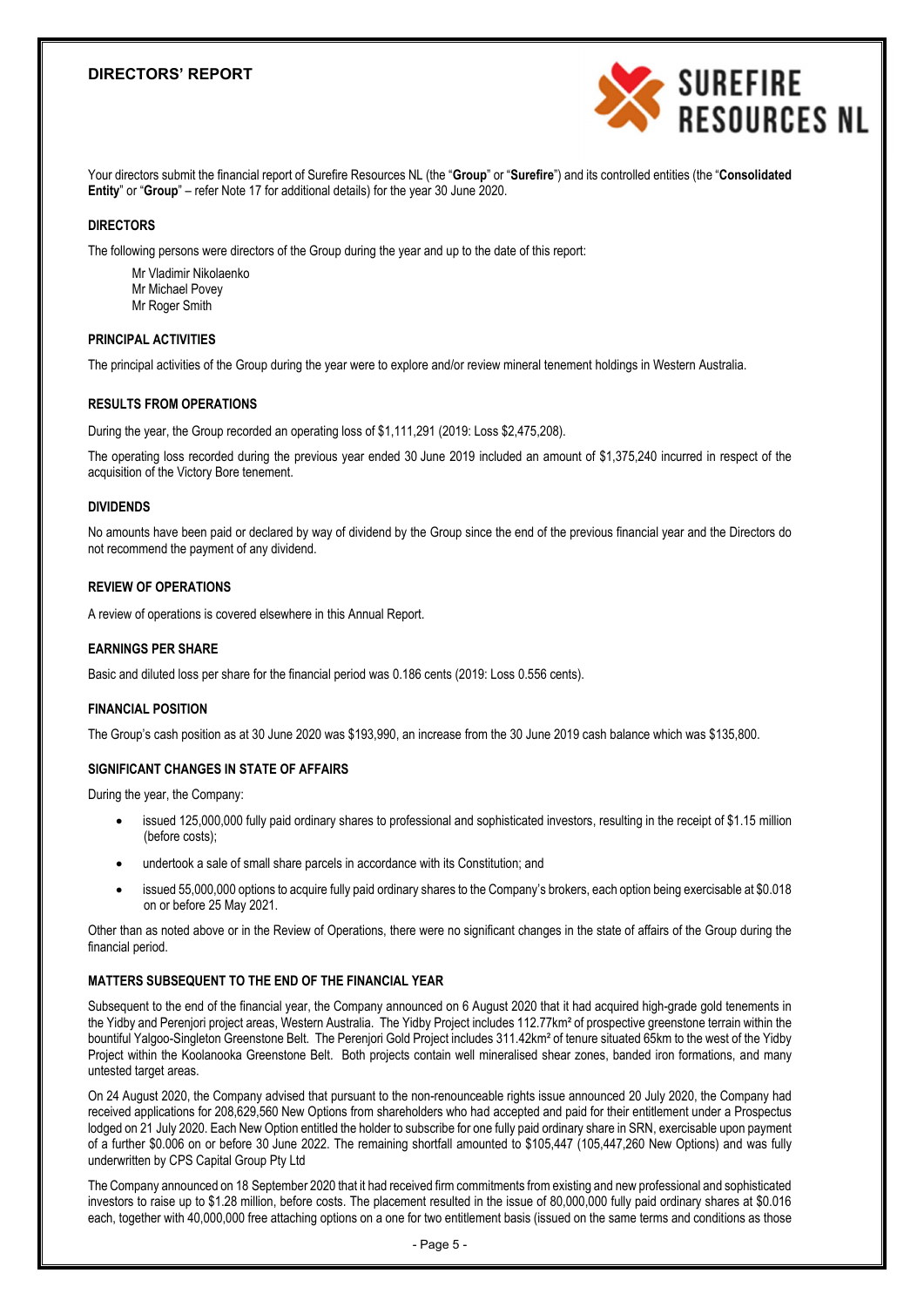# DIRECTORS' REPORT

Your directors submit the financial report of Surefire Resources NL (the "**Group**" or "**Surefire**") and its controlled entities (the "**Consolidated Entity**" or "**Group**" – refer Note 17 for additional details) for the year 30 June 2020.

## DIRECTORS

The following persons were directors of the Group during the year and up to the date of this report:

Mr Vladimir Nikolaenko
Mr Michael Povey
Mr Roger Smith

## PRINCIPAL ACTIVITIES

The principal activities of the Group during the year were to explore and/or review mineral tenement holdings in Western Australia.

## RESULTS FROM OPERATIONS

During the year, the Group recorded an operating loss of $1,111,291 (2019: Loss $2,475,208).

The operating loss recorded during the previous year ended 30 June 2019 included an amount of $1,375,240 incurred in respect of the acquisition of the Victory Bore tenement.

## DIVIDENDS

No amounts have been paid or declared by way of dividend by the Group since the end of the previous financial year and the Directors do not recommend the payment of any dividend.

## REVIEW OF OPERATIONS

A review of operations is covered elsewhere in this Annual Report.

## EARNINGS PER SHARE

Basic and diluted loss per share for the financial period was 0.186 cents (2019: Loss 0.556 cents).

## FINANCIAL POSITION

The Group's cash position as at 30 June 2020 was $193,990, an increase from the 30 June 2019 cash balance which was $135,800.

## SIGNIFICANT CHANGES IN STATE OF AFFAIRS

During the year, the Company:

- issued 125,000,000 fully paid ordinary shares to professional and sophisticated investors, resulting in the receipt of $1.15 million (before costs);
- undertook a sale of small share parcels in accordance with its Constitution; and
- issued 55,000,000 options to acquire fully paid ordinary shares to the Company's brokers, each option being exercisable at $0.018 on or before 25 May 2021.

Other than as noted above or in the Review of Operations, there were no significant changes in the state of affairs of the Group during the financial period.

## MATTERS SUBSEQUENT TO THE END OF THE FINANCIAL YEAR

Subsequent to the end of the financial year, the Company announced on 6 August 2020 that it had acquired high-grade gold tenements in the Yidby and Perenjori project areas, Western Australia. The Yidby Project includes 112.77km² of prospective greenstone terrain within the bountiful Yalgoo-Singleton Greenstone Belt. The Perenjori Gold Project includes 311.42km² of tenure situated 65km to the west of the Yidby Project within the Koolanooka Greenstone Belt. Both projects contain well mineralised shear zones, banded iron formations, and many untested target areas.

On 24 August 2020, the Company advised that pursuant to the non-renounceable rights issue announced 20 July 2020, the Company had received applications for 208,629,560 New Options from shareholders who had accepted and paid for their entitlement under a Prospectus lodged on 21 July 2020. Each New Option entitled the holder to subscribe for one fully paid ordinary share in SRN, exercisable upon payment of a further $0.006 on or before 30 June 2022. The remaining shortfall amounted to $105,447 (105,447,260 New Options) and was fully underwritten by CPS Capital Group Pty Ltd

The Company announced on 18 September 2020 that it had received firm commitments from existing and new professional and sophisticated investors to raise up to $1.28 million, before costs. The placement resulted in the issue of 80,000,000 fully paid ordinary shares at $0.016 each, together with 40,000,000 free attaching options on a one for two entitlement basis (issued on the same terms and conditions as those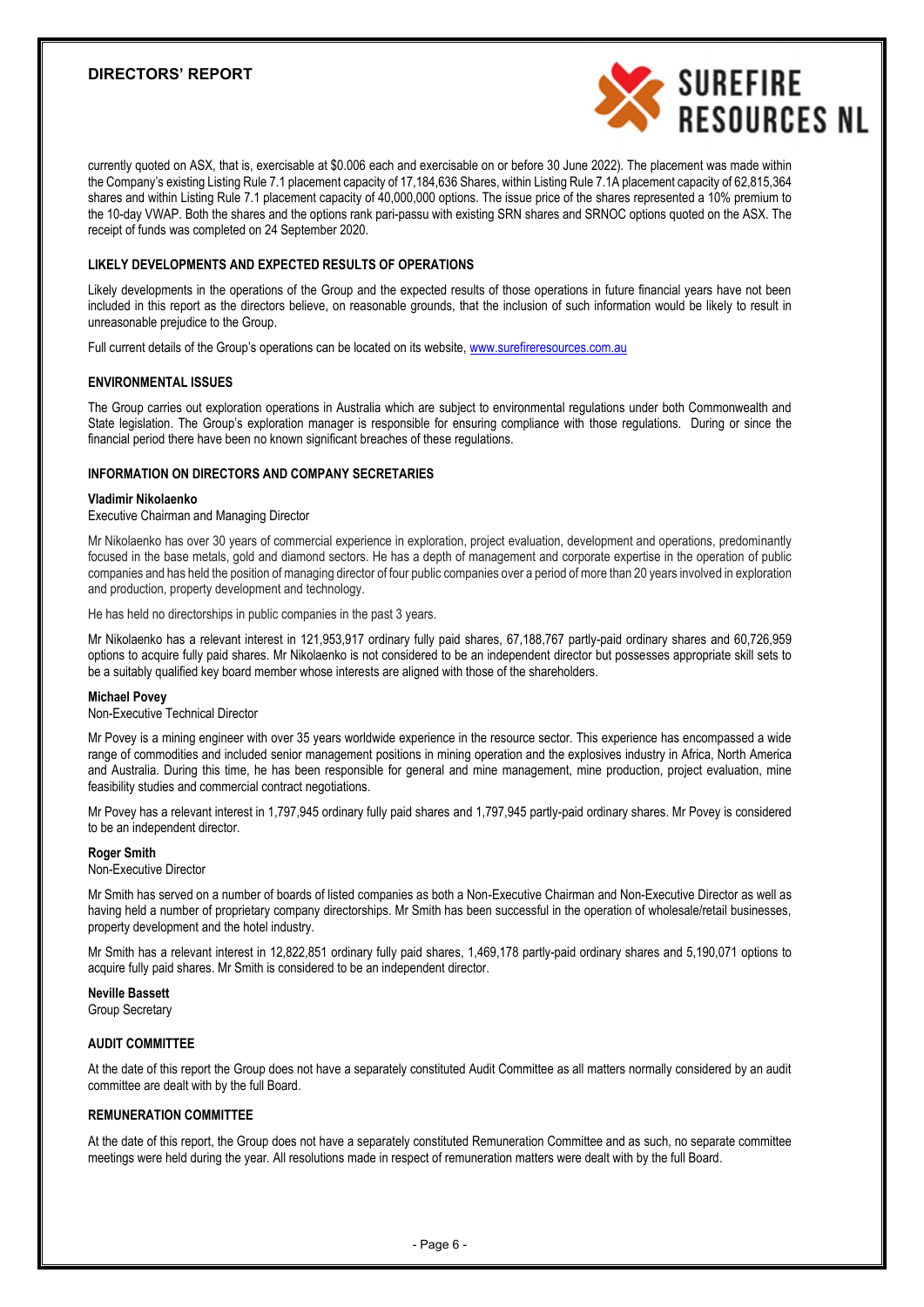currently quoted on ASX, that is, exercisable at $0.006 each and exercisable on or before 30 June 2022). The placement was made within the Company's existing Listing Rule 7.1 placement capacity of 17,184,636 Shares, within Listing Rule 7.1A placement capacity of 62,815,364 shares and within Listing Rule 7.1 placement capacity of 40,000,000 options. The issue price of the shares represented a 10% premium to the 10-day VWAP. Both the shares and the options rank pari-passu with existing SRN shares and SRNOC options quoted on the ASX. The receipt of funds was completed on 24 September 2020.

## LIKELY DEVELOPMENTS AND EXPECTED RESULTS OF OPERATIONS

Likely developments in the operations of the Group and the expected results of those operations in future financial years have not been included in this report as the directors believe, on reasonable grounds, that the inclusion of such information would be likely to result in unreasonable prejudice to the Group.

Full current details of the Group's operations can be located on its website, www.surefireresources.com.au

## ENVIRONMENTAL ISSUES

The Group carries out exploration operations in Australia which are subject to environmental regulations under both Commonwealth and State legislation. The Group's exploration manager is responsible for ensuring compliance with those regulations. During or since the financial period there have been no known significant breaches of these regulations.

## INFORMATION ON DIRECTORS AND COMPANY SECRETARIES

**Vladimir Nikolaenko**
Executive Chairman and Managing Director

Mr Nikolaenko has over 30 years of commercial experience in exploration, project evaluation, development and operations, predominantly focused in the base metals, gold and diamond sectors. He has a depth of management and corporate expertise in the operation of public companies and has held the position of managing director of four public companies over a period of more than 20 years involved in exploration and production, property development and technology.

He has held no directorships in public companies in the past 3 years.

Mr Nikolaenko has a relevant interest in 121,953,917 ordinary fully paid shares, 67,188,767 partly-paid ordinary shares and 60,726,959 options to acquire fully paid shares. Mr Nikolaenko is not considered to be an independent director but possesses appropriate skill sets to be a suitably qualified key board member whose interests are aligned with those of the shareholders.

**Michael Povey**
Non-Executive Technical Director

Mr Povey is a mining engineer with over 35 years worldwide experience in the resource sector. This experience has encompassed a wide range of commodities and included senior management positions in mining operation and the explosives industry in Africa, North America and Australia. During this time, he has been responsible for general and mine management, mine production, project evaluation, mine feasibility studies and commercial contract negotiations.

Mr Povey has a relevant interest in 1,797,945 ordinary fully paid shares and 1,797,945 partly-paid ordinary shares. Mr Povey is considered to be an independent director.

**Roger Smith**
Non-Executive Director

Mr Smith has served on a number of boards of listed companies as both a Non-Executive Chairman and Non-Executive Director as well as having held a number of proprietary company directorships. Mr Smith has been successful in the operation of wholesale/retail businesses, property development and the hotel industry.

Mr Smith has a relevant interest in 12,822,851 ordinary fully paid shares, 1,469,178 partly-paid ordinary shares and 5,190,071 options to acquire fully paid shares. Mr Smith is considered to be an independent director.

**Neville Bassett**
Group Secretary

## AUDIT COMMITTEE

At the date of this report the Group does not have a separately constituted Audit Committee as all matters normally considered by an audit committee are dealt with by the full Board.

## REMUNERATION COMMITTEE

At the date of this report, the Group does not have a separately constituted Remuneration Committee and as such, no separate committee meetings were held during the year. All resolutions made in respect of remuneration matters were dealt with by the full Board.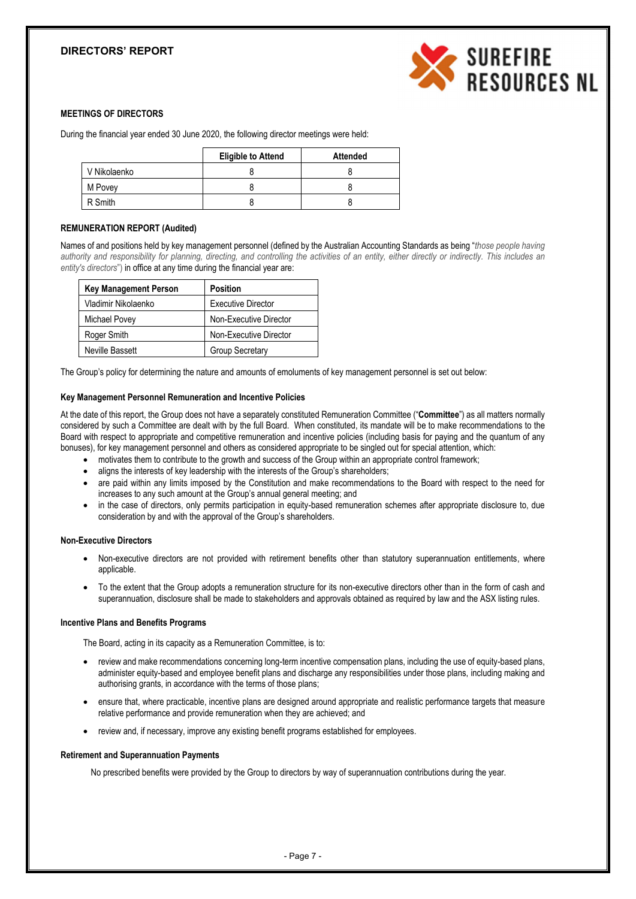## DIRECTORS' REPORT

### MEETINGS OF DIRECTORS

During the financial year ended 30 June 2020, the following director meetings were held:

| | Eligible to Attend | Attended |
|---|---|---|
| V Nikolaenko | 8 | 8 |
| M Povey | 8 | 8 |
| R Smith | 8 | 8 |

### REMUNERATION REPORT (Audited)

Names of and positions held by key management personnel (defined by the Australian Accounting Standards as being "*those people having authority and responsibility for planning, directing, and controlling the activities of an entity, either directly or indirectly. This includes an entity's directors*") in office at any time during the financial year are:

| Key Management Person | Position |
|---|---|
| Vladimir Nikolaenko | Executive Director |
| Michael Povey | Non-Executive Director |
| Roger Smith | Non-Executive Director |
| Neville Bassett | Group Secretary |

The Group's policy for determining the nature and amounts of emoluments of key management personnel is set out below:

#### Key Management Personnel Remuneration and Incentive Policies

At the date of this report, the Group does not have a separately constituted Remuneration Committee ("**Committee**") as all matters normally considered by such a Committee are dealt with by the full Board. When constituted, its mandate will be to make recommendations to the Board with respect to appropriate and competitive remuneration and incentive policies (including basis for paying and the quantum of any bonuses), for key management personnel and others as considered appropriate to be singled out for special attention, which:

- motivates them to contribute to the growth and success of the Group within an appropriate control framework;
- aligns the interests of key leadership with the interests of the Group's shareholders;
- are paid within any limits imposed by the Constitution and make recommendations to the Board with respect to the need for increases to any such amount at the Group's annual general meeting; and
- in the case of directors, only permits participation in equity-based remuneration schemes after appropriate disclosure to, due consideration by and with the approval of the Group's shareholders.

#### Non-Executive Directors

- Non-executive directors are not provided with retirement benefits other than statutory superannuation entitlements, where applicable.
- To the extent that the Group adopts a remuneration structure for its non-executive directors other than in the form of cash and superannuation, disclosure shall be made to stakeholders and approvals obtained as required by law and the ASX listing rules.

#### Incentive Plans and Benefits Programs

The Board, acting in its capacity as a Remuneration Committee, is to:

- review and make recommendations concerning long-term incentive compensation plans, including the use of equity-based plans, administer equity-based and employee benefit plans and discharge any responsibilities under those plans, including making and authorising grants, in accordance with the terms of those plans;
- ensure that, where practicable, incentive plans are designed around appropriate and realistic performance targets that measure relative performance and provide remuneration when they are achieved; and
- review and, if necessary, improve any existing benefit programs established for employees.

#### Retirement and Superannuation Payments

No prescribed benefits were provided by the Group to directors by way of superannuation contributions during the year.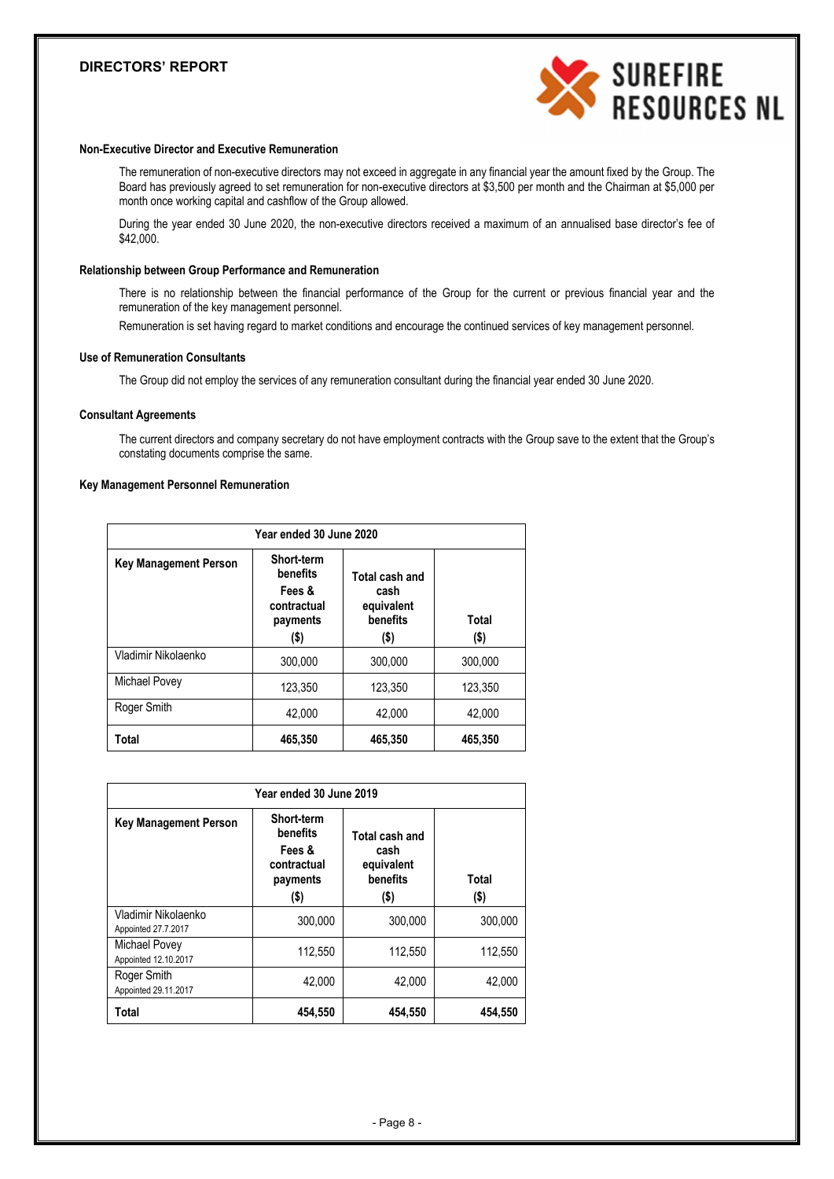#### Non-Executive Director and Executive Remuneration

The remuneration of non-executive directors may not exceed in aggregate in any financial year the amount fixed by the Group. The Board has previously agreed to set remuneration for non-executive directors at $3,500 per month and the Chairman at $5,000 per month once working capital and cashflow of the Group allowed.

During the year ended 30 June 2020, the non-executive directors received a maximum of an annualised base director's fee of $42,000.

#### Relationship between Group Performance and Remuneration

There is no relationship between the financial performance of the Group for the current or previous financial year and the remuneration of the key management personnel.

Remuneration is set having regard to market conditions and encourage the continued services of key management personnel.

#### Use of Remuneration Consultants

The Group did not employ the services of any remuneration consultant during the financial year ended 30 June 2020.

#### Consultant Agreements

The current directors and company secretary do not have employment contracts with the Group save to the extent that the Group's constating documents comprise the same.

#### Key Management Personnel Remuneration

| Year ended 30 June 2020 | | | |
|---|---|---|---|
| **Key Management Person** | **Short-term benefits Fees & contractual payments ($)** | **Total cash and cash equivalent benefits ($)** | **Total ($)** |
| Vladimir Nikolaenko | 300,000 | 300,000 | 300,000 |
| Michael Povey | 123,350 | 123,350 | 123,350 |
| Roger Smith | 42,000 | 42,000 | 42,000 |
| **Total** | **465,350** | **465,350** | **465,350** |

| Year ended 30 June 2019 | | | |
|---|---|---|---|
| **Key Management Person** | **Short-term benefits Fees & contractual payments ($)** | **Total cash and cash equivalent benefits ($)** | **Total ($)** |
| Vladimir Nikolaenko Appointed 27.7.2017 | 300,000 | 300,000 | 300,000 |
| Michael Povey Appointed 12.10.2017 | 112,550 | 112,550 | 112,550 |
| Roger Smith Appointed 29.11.2017 | 42,000 | 42,000 | 42,000 |
| **Total** | **454,550** | **454,550** | **454,550** |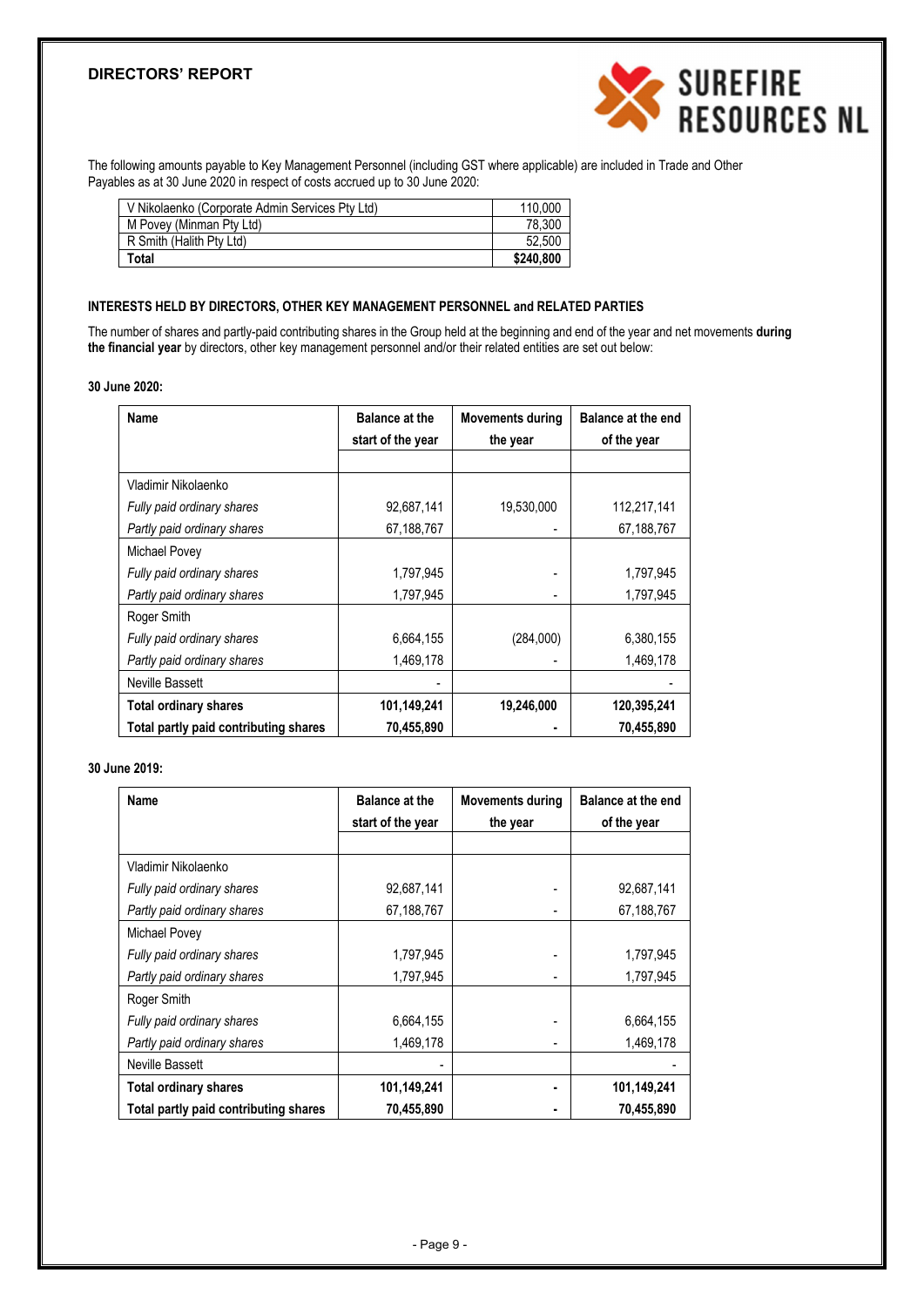The following amounts payable to Key Management Personnel (including GST where applicable) are included in Trade and Other Payables as at 30 June 2020 in respect of costs accrued up to 30 June 2020:

| | |
|---|---:|
| V Nikolaenko (Corporate Admin Services Pty Ltd) | 110,000 |
| M Povey (Minman Pty Ltd) | 78,300 |
| R Smith (Halith Pty Ltd) | 52,500 |
| **Total** | **$240,800** |

### INTERESTS HELD BY DIRECTORS, OTHER KEY MANAGEMENT PERSONNEL and RELATED PARTIES

The number of shares and partly-paid contributing shares in the Group held at the beginning and end of the year and net movements **during the financial year** by directors, other key management personnel and/or their related entities are set out below:

**30 June 2020:**

| Name | Balance at the start of the year | Movements during the year | Balance at the end of the year |
|---|---:|---:|---:|
| Vladimir Nikolaenko | | | |
| *Fully paid ordinary shares* | 92,687,141 | 19,530,000 | 112,217,141 |
| *Partly paid ordinary shares* | 67,188,767 | - | 67,188,767 |
| Michael Povey | | | |
| *Fully paid ordinary shares* | 1,797,945 | - | 1,797,945 |
| *Partly paid ordinary shares* | 1,797,945 | - | 1,797,945 |
| Roger Smith | | | |
| *Fully paid ordinary shares* | 6,664,155 | (284,000) | 6,380,155 |
| *Partly paid ordinary shares* | 1,469,178 | - | 1,469,178 |
| Neville Bassett | - | | - |
| **Total ordinary shares** | **101,149,241** | **19,246,000** | **120,395,241** |
| **Total partly paid contributing shares** | **70,455,890** | **-** | **70,455,890** |

**30 June 2019:**

| Name | Balance at the start of the year | Movements during the year | Balance at the end of the year |
|---|---:|---:|---:|
| Vladimir Nikolaenko | | | |
| *Fully paid ordinary shares* | 92,687,141 | - | 92,687,141 |
| *Partly paid ordinary shares* | 67,188,767 | - | 67,188,767 |
| Michael Povey | | | |
| *Fully paid ordinary shares* | 1,797,945 | - | 1,797,945 |
| *Partly paid ordinary shares* | 1,797,945 | - | 1,797,945 |
| Roger Smith | | | |
| *Fully paid ordinary shares* | 6,664,155 | - | 6,664,155 |
| *Partly paid ordinary shares* | 1,469,178 | - | 1,469,178 |
| Neville Bassett | - | | - |
| **Total ordinary shares** | **101,149,241** | **-** | **101,149,241** |
| **Total partly paid contributing shares** | **70,455,890** | **-** | **70,455,890** |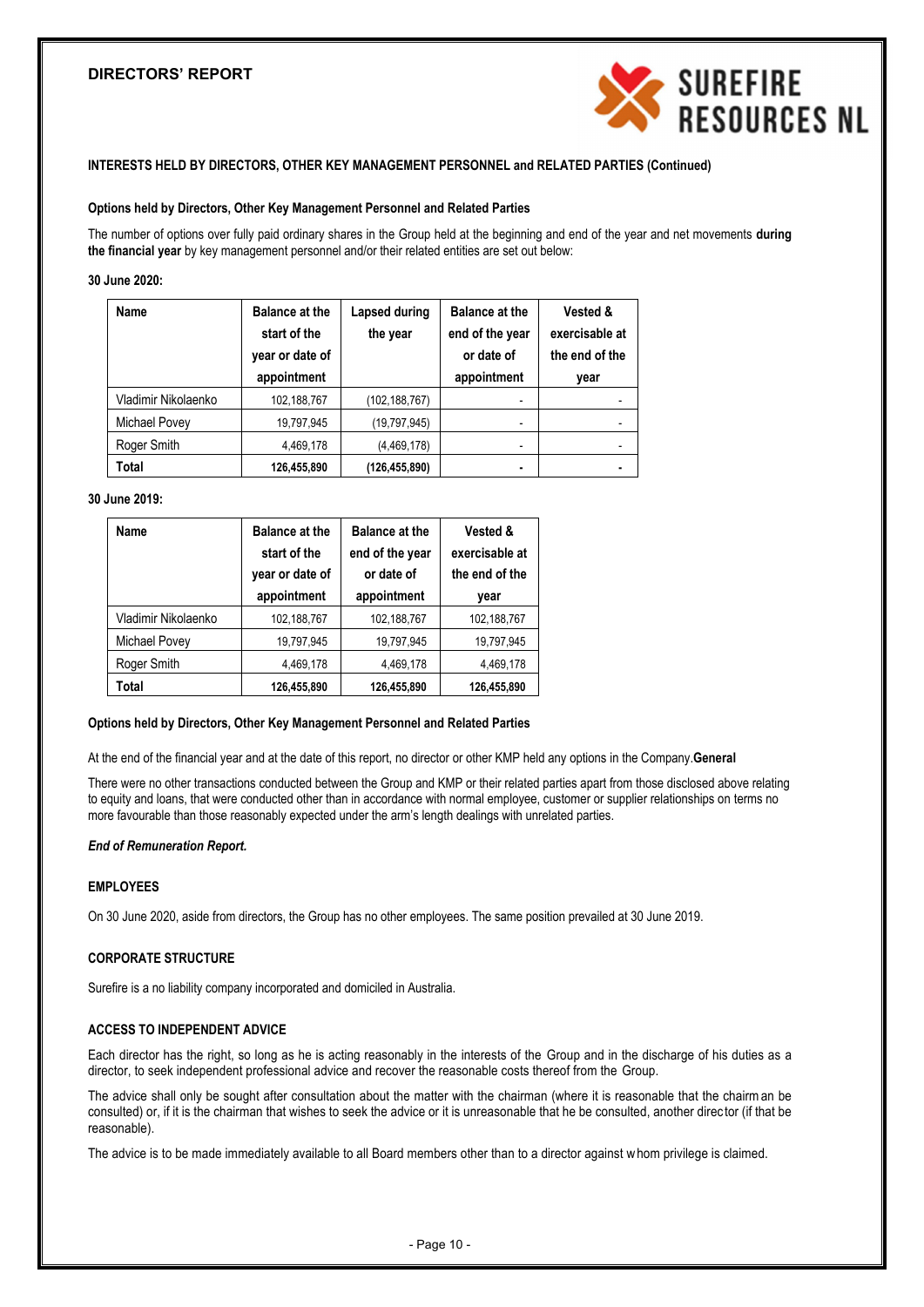**INTERESTS HELD BY DIRECTORS, OTHER KEY MANAGEMENT PERSONNEL and RELATED PARTIES (Continued)**

**Options held by Directors, Other Key Management Personnel and Related Parties**

The number of options over fully paid ordinary shares in the Group held at the beginning and end of the year and net movements **during the financial year** by key management personnel and/or their related entities are set out below:

**30 June 2020:**

| Name | Balance at the start of the year or date of appointment | Lapsed during the year | Balance at the end of the year or date of appointment | Vested & exercisable at the end of the year |
|---|---|---|---|---|
| Vladimir Nikolaenko | 102,188,767 | (102,188,767) | - | - |
| Michael Povey | 19,797,945 | (19,797,945) | - | - |
| Roger Smith | 4,469,178 | (4,469,178) | - | - |
| **Total** | **126,455,890** | **(126,455,890)** | **-** | **-** |

**30 June 2019:**

| Name | Balance at the start of the year or date of appointment | Balance at the end of the year or date of appointment | Vested & exercisable at the end of the year |
|---|---|---|---|
| Vladimir Nikolaenko | 102,188,767 | 102,188,767 | 102,188,767 |
| Michael Povey | 19,797,945 | 19,797,945 | 19,797,945 |
| Roger Smith | 4,469,178 | 4,469,178 | 4,469,178 |
| **Total** | **126,455,890** | **126,455,890** | **126,455,890** |

**Options held by Directors, Other Key Management Personnel and Related Parties**

At the end of the financial year and at the date of this report, no director or other KMP held any options in the Company.**General**

There were no other transactions conducted between the Group and KMP or their related parties apart from those disclosed above relating to equity and loans, that were conducted other than in accordance with normal employee, customer or supplier relationships on terms no more favourable than those reasonably expected under the arm's length dealings with unrelated parties.

***End of Remuneration Report.***

## EMPLOYEES

On 30 June 2020, aside from directors, the Group has no other employees. The same position prevailed at 30 June 2019.

## CORPORATE STRUCTURE

Surefire is a no liability company incorporated and domiciled in Australia.

## ACCESS TO INDEPENDENT ADVICE

Each director has the right, so long as he is acting reasonably in the interests of the Group and in the discharge of his duties as a director, to seek independent professional advice and recover the reasonable costs thereof from the Group.

The advice shall only be sought after consultation about the matter with the chairman (where it is reasonable that the chairman be consulted) or, if it is the chairman that wishes to seek the advice or it is unreasonable that he be consulted, another director (if that be reasonable).

The advice is to be made immediately available to all Board members other than to a director against whom privilege is claimed.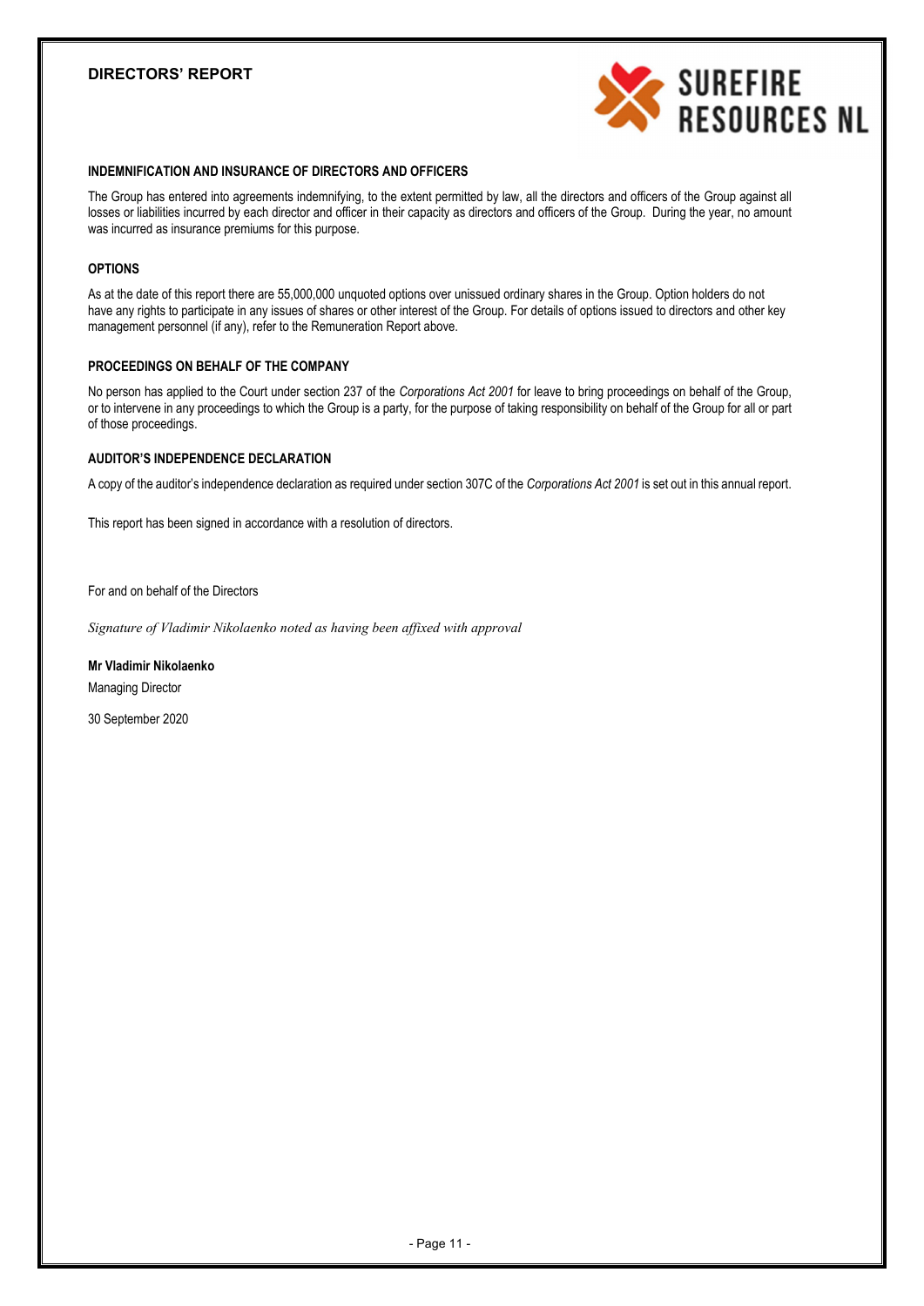### INDEMNIFICATION AND INSURANCE OF DIRECTORS AND OFFICERS

The Group has entered into agreements indemnifying, to the extent permitted by law, all the directors and officers of the Group against all losses or liabilities incurred by each director and officer in their capacity as directors and officers of the Group. During the year, no amount was incurred as insurance premiums for this purpose.

### OPTIONS

As at the date of this report there are 55,000,000 unquoted options over unissued ordinary shares in the Group. Option holders do not have any rights to participate in any issues of shares or other interest of the Group. For details of options issued to directors and other key management personnel (if any), refer to the Remuneration Report above.

### PROCEEDINGS ON BEHALF OF THE COMPANY

No person has applied to the Court under section 237 of the *Corporations Act 2001* for leave to bring proceedings on behalf of the Group, or to intervene in any proceedings to which the Group is a party, for the purpose of taking responsibility on behalf of the Group for all or part of those proceedings.

### AUDITOR'S INDEPENDENCE DECLARATION

A copy of the auditor's independence declaration as required under section 307C of the *Corporations Act 2001* is set out in this annual report.

This report has been signed in accordance with a resolution of directors.

For and on behalf of the Directors

*Signature of Vladimir Nikolaenko noted as having been affixed with approval*

**Mr Vladimir Nikolaenko**
Managing Director

30 September 2020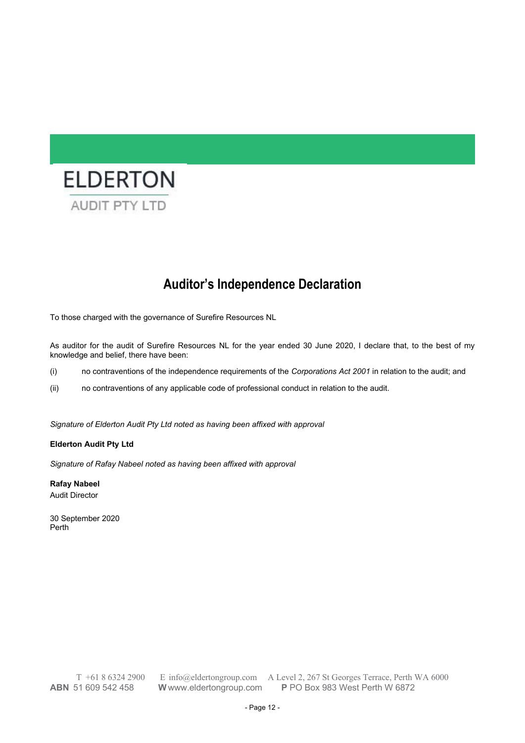ELDERTON

AUDIT PTY LTD

# Auditor's Independence Declaration

To those charged with the governance of Surefire Resources NL

As auditor for the audit of Surefire Resources NL for the year ended 30 June 2020, I declare that, to the best of my knowledge and belief, there have been:

(i) no contraventions of the independence requirements of the *Corporations Act 2001* in relation to the audit; and

(ii) no contraventions of any applicable code of professional conduct in relation to the audit.

*Signature of Elderton Audit Pty Ltd noted as having been affixed with approval*

**Elderton Audit Pty Ltd**

*Signature of Rafay Nabeel noted as having been affixed with approval*

**Rafay Nabeel**
Audit Director

30 September 2020
Perth

T +61 8 6324 2900 E info@eldertongroup.com A Level 2, 267 St Georges Terrace, Perth WA 6000
**ABN** 51 609 542 458 **W** www.eldertongroup.com **P** PO Box 983 West Perth W 6872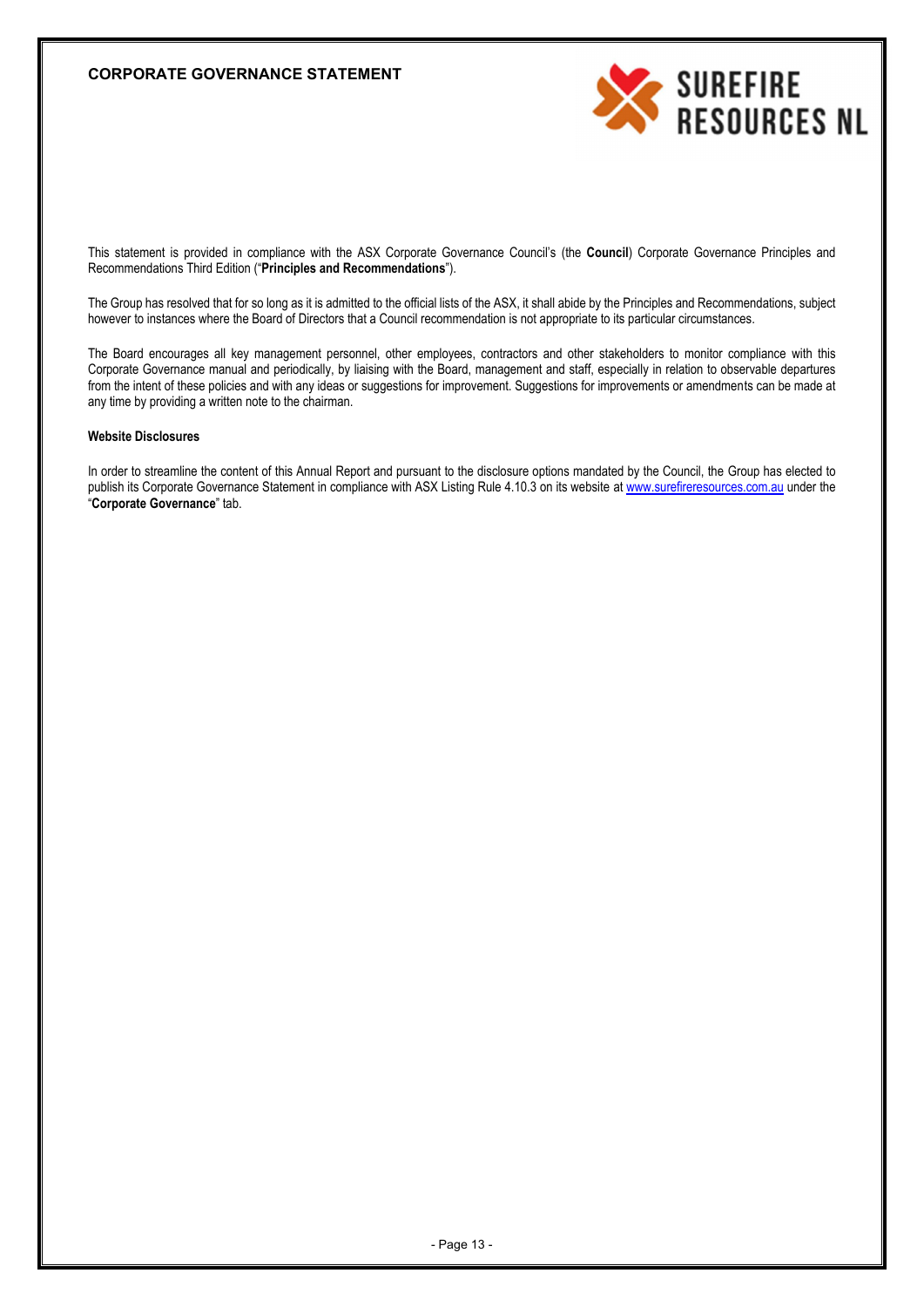# CORPORATE GOVERNANCE STATEMENT

This statement is provided in compliance with the ASX Corporate Governance Council's (the **Council**) Corporate Governance Principles and Recommendations Third Edition ("**Principles and Recommendations**").

The Group has resolved that for so long as it is admitted to the official lists of the ASX, it shall abide by the Principles and Recommendations, subject however to instances where the Board of Directors that a Council recommendation is not appropriate to its particular circumstances.

The Board encourages all key management personnel, other employees, contractors and other stakeholders to monitor compliance with this Corporate Governance manual and periodically, by liaising with the Board, management and staff, especially in relation to observable departures from the intent of these policies and with any ideas or suggestions for improvement. Suggestions for improvements or amendments can be made at any time by providing a written note to the chairman.

**Website Disclosures**

In order to streamline the content of this Annual Report and pursuant to the disclosure options mandated by the Council, the Group has elected to publish its Corporate Governance Statement in compliance with ASX Listing Rule 4.10.3 on its website at www.surefireresources.com.au under the "**Corporate Governance**" tab.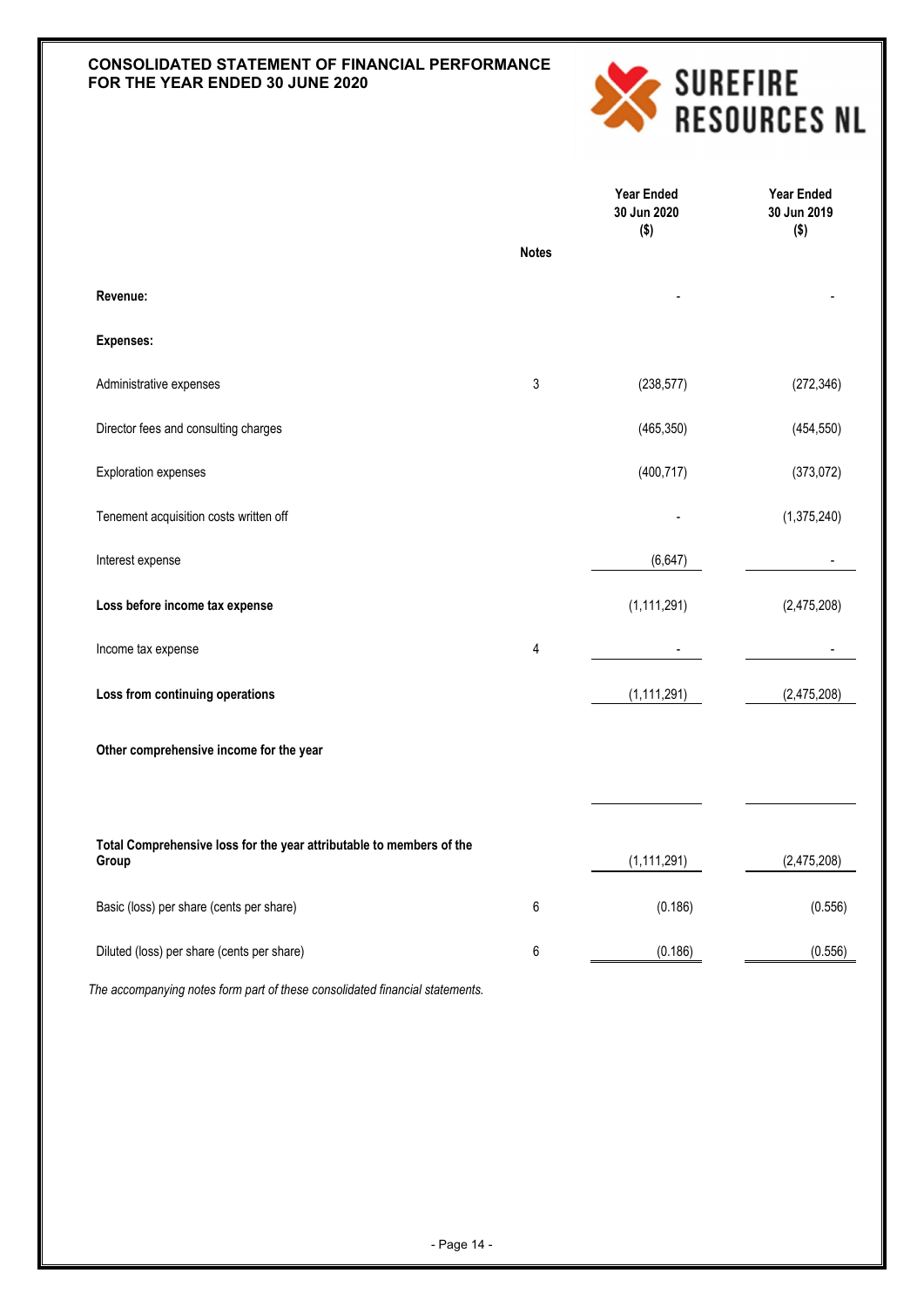# CONSOLIDATED STATEMENT OF FINANCIAL PERFORMANCE FOR THE YEAR ENDED 30 JUNE 2020

SUREFIRE RESOURCES NL

| | Notes | Year Ended 30 Jun 2020 ($) | Year Ended 30 Jun 2019 ($) |
|---|---|---|---|
| **Revenue:** | | - | - |
| **Expenses:** | | | |
| Administrative expenses | 3 | (238,577) | (272,346) |
| Director fees and consulting charges | | (465,350) | (454,550) |
| Exploration expenses | | (400,717) | (373,072) |
| Tenement acquisition costs written off | | - | (1,375,240) |
| Interest expense | | (6,647) | - |
| **Loss before income tax expense** | | (1,111,291) | (2,475,208) |
| Income tax expense | 4 | - | - |
| **Loss from continuing operations** | | (1,111,291) | (2,475,208) |
| **Other comprehensive income for the year** | | | |
| **Total Comprehensive loss for the year attributable to members of the Group** | | (1,111,291) | (2,475,208) |
| Basic (loss) per share (cents per share) | 6 | (0.186) | (0.556) |
| Diluted (loss) per share (cents per share) | 6 | (0.186) | (0.556) |

*The accompanying notes form part of these consolidated financial statements.*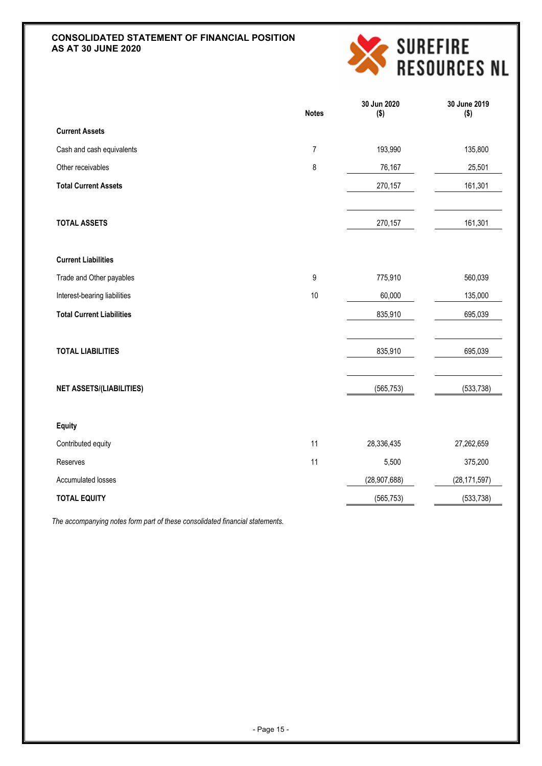# CONSOLIDATED STATEMENT OF FINANCIAL POSITION
# AS AT 30 JUNE 2020

**SUREFIRE RESOURCES NL**

| | Notes | 30 Jun 2020 ($) | 30 June 2019 ($) |
|---|---|---|---|
| **Current Assets** | | | |
| Cash and cash equivalents | 7 | 193,990 | 135,800 |
| Other receivables | 8 | 76,167 | 25,501 |
| **Total Current Assets** | | 270,157 | 161,301 |
| | | | |
| **TOTAL ASSETS** | | 270,157 | 161,301 |
| | | | |
| **Current Liabilities** | | | |
| Trade and Other payables | 9 | 775,910 | 560,039 |
| Interest-bearing liabilities | 10 | 60,000 | 135,000 |
| **Total Current Liabilities** | | 835,910 | 695,039 |
| | | | |
| **TOTAL LIABILITIES** | | 835,910 | 695,039 |
| | | | |
| **NET ASSETS/(LIABILITIES)** | | (565,753) | (533,738) |
| | | | |
| **Equity** | | | |
| Contributed equity | 11 | 28,336,435 | 27,262,659 |
| Reserves | 11 | 5,500 | 375,200 |
| Accumulated losses | | (28,907,688) | (28,171,597) |
| **TOTAL EQUITY** | | (565,753) | (533,738) |

*The accompanying notes form part of these consolidated financial statements.*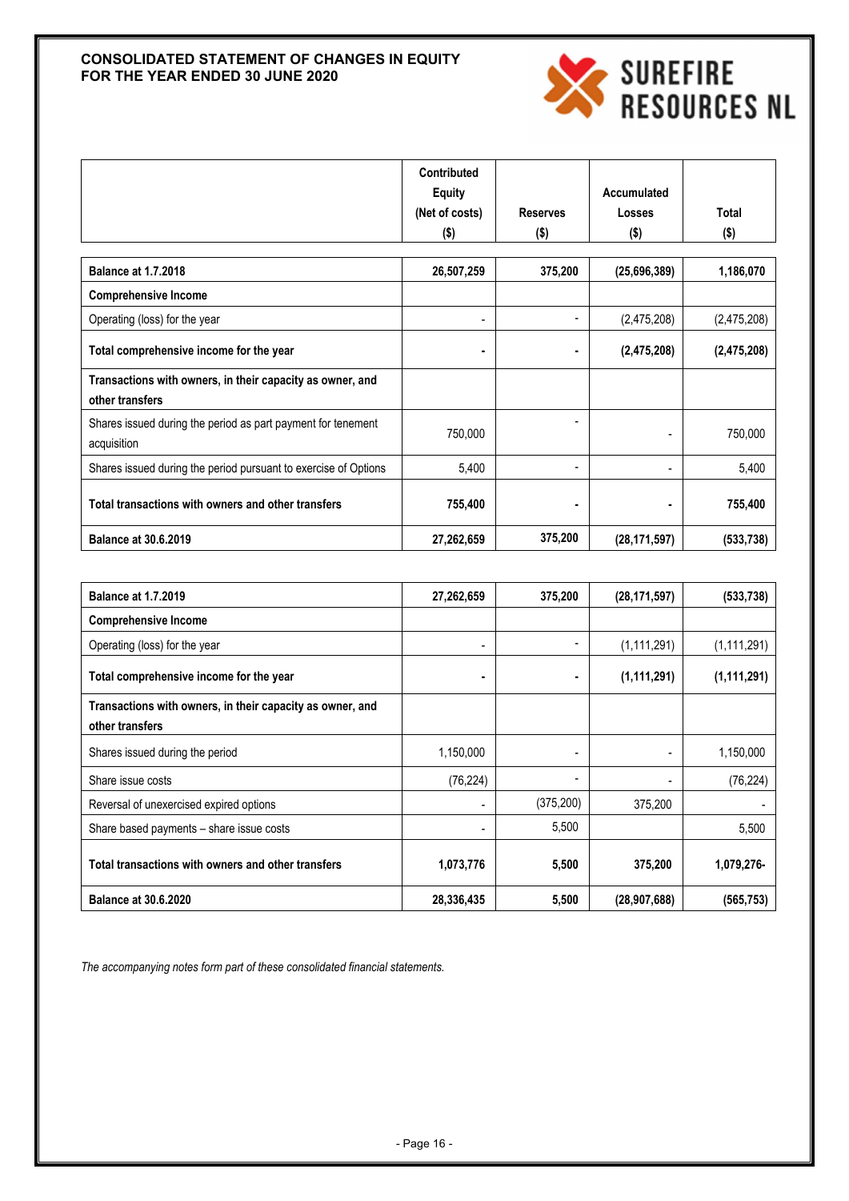# CONSOLIDATED STATEMENT OF CHANGES IN EQUITY FOR THE YEAR ENDED 30 JUNE 2020

SUREFIRE RESOURCES NL

| | Contributed Equity (Net of costs) ($) | Reserves ($) | Accumulated Losses ($) | Total ($) |
|---|---|---|---|---|
| **Balance at 1.7.2018** | **26,507,259** | **375,200** | **(25,696,389)** | **1,186,070** |
| **Comprehensive Income** | | | | |
| Operating (loss) for the year | - | - | (2,475,208) | (2,475,208) |
| **Total comprehensive income for the year** | **-** | **-** | **(2,475,208)** | **(2,475,208)** |
| **Transactions with owners, in their capacity as owner, and other transfers** | | | | |
| Shares issued during the period as part payment for tenement acquisition | 750,000 | - | - | 750,000 |
| Shares issued during the period pursuant to exercise of Options | 5,400 | - | - | 5,400 |
| **Total transactions with owners and other transfers** | **755,400** | **-** | **-** | **755,400** |
| **Balance at 30.6.2019** | **27,262,659** | **375,200** | **(28,171,597)** | **(533,738)** |

| | Contributed Equity (Net of costs) ($) | Reserves ($) | Accumulated Losses ($) | Total ($) |
|---|---|---|---|---|
| **Balance at 1.7.2019** | **27,262,659** | **375,200** | **(28,171,597)** | **(533,738)** |
| **Comprehensive Income** | | | | |
| Operating (loss) for the year | - | - | (1,111,291) | (1,111,291) |
| **Total comprehensive income for the year** | **-** | **-** | **(1,111,291)** | **(1,111,291)** |
| **Transactions with owners, in their capacity as owner, and other transfers** | | | | |
| Shares issued during the period | 1,150,000 | - | - | 1,150,000 |
| Share issue costs | (76,224) | - | - | (76,224) |
| Reversal of unexercised expired options | - | (375,200) | 375,200 | - |
| Share based payments – share issue costs | - | 5,500 | | 5,500 |
| **Total transactions with owners and other transfers** | **1,073,776** | **5,500** | **375,200** | **1,079,276-** |
| **Balance at 30.6.2020** | **28,336,435** | **5,500** | **(28,907,688)** | **(565,753)** |

*The accompanying notes form part of these consolidated financial statements.*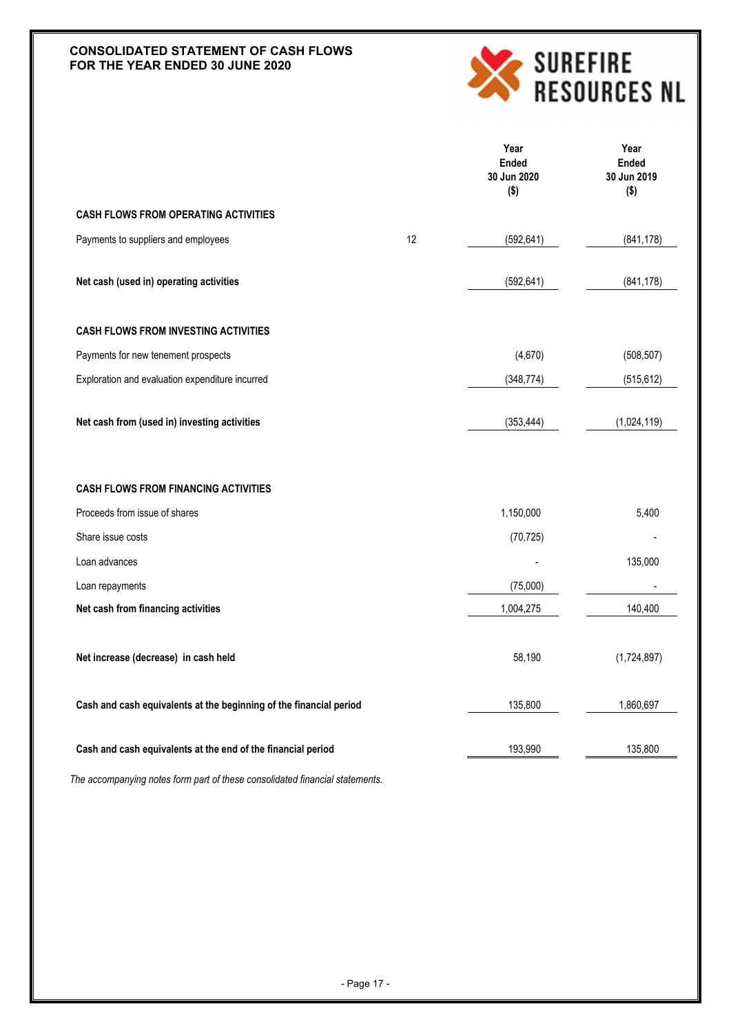# CONSOLIDATED STATEMENT OF CASH FLOWS
# FOR THE YEAR ENDED 30 JUNE 2020

SUREFIRE RESOURCES NL

| | Note | Year Ended 30 Jun 2020 ($) | Year Ended 30 Jun 2019 ($) |
|---|---|---|---|
| **CASH FLOWS FROM OPERATING ACTIVITIES** | | | |
| Payments to suppliers and employees | 12 | (592,641) | (841,178) |
| **Net cash (used in) operating activities** | | (592,641) | (841,178) |
| **CASH FLOWS FROM INVESTING ACTIVITIES** | | | |
| Payments for new tenement prospects | | (4,670) | (508,507) |
| Exploration and evaluation expenditure incurred | | (348,774) | (515,612) |
| **Net cash from (used in) investing activities** | | (353,444) | (1,024,119) |
| **CASH FLOWS FROM FINANCING ACTIVITIES** | | | |
| Proceeds from issue of shares | | 1,150,000 | 5,400 |
| Share issue costs | | (70,725) | - |
| Loan advances | | - | 135,000 |
| Loan repayments | | (75,000) | - |
| **Net cash from financing activities** | | 1,004,275 | 140,400 |
| **Net increase (decrease) in cash held** | | 58,190 | (1,724,897) |
| **Cash and cash equivalents at the beginning of the financial period** | | 135,800 | 1,860,697 |
| **Cash and cash equivalents at the end of the financial period** | | 193,990 | 135,800 |

*The accompanying notes form part of these consolidated financial statements.*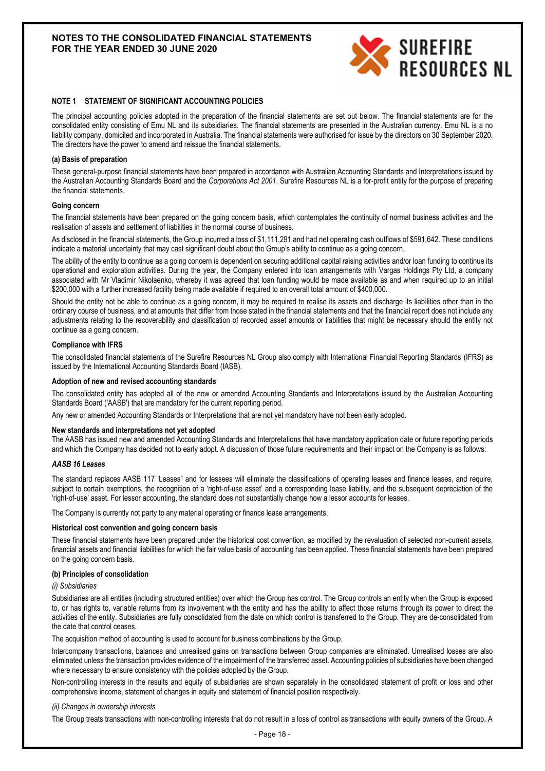## NOTE 1 STATEMENT OF SIGNIFICANT ACCOUNTING POLICIES

The principal accounting policies adopted in the preparation of the financial statements are set out below. The financial statements are for the consolidated entity consisting of Emu NL and its subsidiaries. The financial statements are presented in the Australian currency. Emu NL is a no liability company, domiciled and incorporated in Australia. The financial statements were authorised for issue by the directors on 30 September 2020. The directors have the power to amend and reissue the financial statements.

### (a) Basis of preparation

These general-purpose financial statements have been prepared in accordance with Australian Accounting Standards and Interpretations issued by the Australian Accounting Standards Board and the *Corporations Act 2001*. Surefire Resources NL is a for-profit entity for the purpose of preparing the financial statements.

**Going concern**

The financial statements have been prepared on the going concern basis, which contemplates the continuity of normal business activities and the realisation of assets and settlement of liabilities in the normal course of business.

As disclosed in the financial statements, the Group incurred a loss of $1,111,291 and had net operating cash outflows of $591,642. These conditions indicate a material uncertainty that may cast significant doubt about the Group's ability to continue as a going concern.

The ability of the entity to continue as a going concern is dependent on securing additional capital raising activities and/or loan funding to continue its operational and exploration activities. During the year, the Company entered into loan arrangements with Vargas Holdings Pty Ltd, a company associated with Mr Vladimir Nikolaenko, whereby it was agreed that loan funding would be made available as and when required up to an initial $200,000 with a further increased facility being made available if required to an overall total amount of $400,000.

Should the entity not be able to continue as a going concern, it may be required to realise its assets and discharge its liabilities other than in the ordinary course of business, and at amounts that differ from those stated in the financial statements and that the financial report does not include any adjustments relating to the recoverability and classification of recorded asset amounts or liabilities that might be necessary should the entity not continue as a going concern.

**Compliance with IFRS**

The consolidated financial statements of the Surefire Resources NL Group also comply with International Financial Reporting Standards (IFRS) as issued by the International Accounting Standards Board (IASB).

**Adoption of new and revised accounting standards**

The consolidated entity has adopted all of the new or amended Accounting Standards and Interpretations issued by the Australian Accounting Standards Board ('AASB') that are mandatory for the current reporting period.

Any new or amended Accounting Standards or Interpretations that are not yet mandatory have not been early adopted.

**New standards and interpretations not yet adopted**

The AASB has issued new and amended Accounting Standards and Interpretations that have mandatory application date or future reporting periods and which the Company has decided not to early adopt. A discussion of those future requirements and their impact on the Company is as follows:

***AASB 16 Leases***

The standard replaces AASB 117 'Leases' and for lessees will eliminate the classifications of operating leases and finance leases, and require, subject to certain exemptions, the recognition of a 'right-of-use asset' and a corresponding lease liability, and the subsequent depreciation of the 'right-of-use' asset. For lessor accounting, the standard does not substantially change how a lessor accounts for leases.

The Company is currently not party to any material operating or finance lease arrangements.

**Historical cost convention and going concern basis**

These financial statements have been prepared under the historical cost convention, as modified by the revaluation of selected non-current assets, financial assets and financial liabilities for which the fair value basis of accounting has been applied. These financial statements have been prepared on the going concern basis.

### (b) Principles of consolidation

*(i) Subsidiaries*

Subsidiaries are all entities (including structured entities) over which the Group has control. The Group controls an entity when the Group is exposed to, or has rights to, variable returns from its involvement with the entity and has the ability to affect those returns through its power to direct the activities of the entity. Subsidiaries are fully consolidated from the date on which control is transferred to the Group. They are de-consolidated from the date that control ceases.

The acquisition method of accounting is used to account for business combinations by the Group.

Intercompany transactions, balances and unrealised gains on transactions between Group companies are eliminated. Unrealised losses are also eliminated unless the transaction provides evidence of the impairment of the transferred asset. Accounting policies of subsidiaries have been changed where necessary to ensure consistency with the policies adopted by the Group.

Non-controlling interests in the results and equity of subsidiaries are shown separately in the consolidated statement of profit or loss and other comprehensive income, statement of changes in equity and statement of financial position respectively.

*(ii) Changes in ownership interests*

The Group treats transactions with non-controlling interests that do not result in a loss of control as transactions with equity owners of the Group. A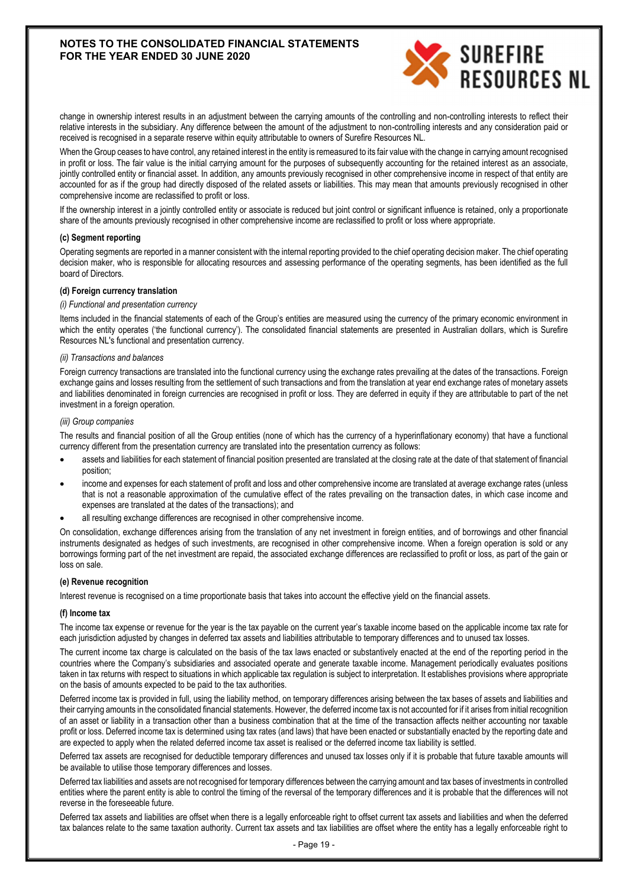change in ownership interest results in an adjustment between the carrying amounts of the controlling and non-controlling interests to reflect their relative interests in the subsidiary. Any difference between the amount of the adjustment to non-controlling interests and any consideration paid or received is recognised in a separate reserve within equity attributable to owners of Surefire Resources NL.

When the Group ceases to have control, any retained interest in the entity is remeasured to its fair value with the change in carrying amount recognised in profit or loss. The fair value is the initial carrying amount for the purposes of subsequently accounting for the retained interest as an associate, jointly controlled entity or financial asset. In addition, any amounts previously recognised in other comprehensive income in respect of that entity are accounted for as if the group had directly disposed of the related assets or liabilities. This may mean that amounts previously recognised in other comprehensive income are reclassified to profit or loss.

If the ownership interest in a jointly controlled entity or associate is reduced but joint control or significant influence is retained, only a proportionate share of the amounts previously recognised in other comprehensive income are reclassified to profit or loss where appropriate.

**(c) Segment reporting**

Operating segments are reported in a manner consistent with the internal reporting provided to the chief operating decision maker. The chief operating decision maker, who is responsible for allocating resources and assessing performance of the operating segments, has been identified as the full board of Directors.

**(d) Foreign currency translation**

*(i) Functional and presentation currency*

Items included in the financial statements of each of the Group's entities are measured using the currency of the primary economic environment in which the entity operates ('the functional currency'). The consolidated financial statements are presented in Australian dollars, which is Surefire Resources NL's functional and presentation currency.

*(ii) Transactions and balances*

Foreign currency transactions are translated into the functional currency using the exchange rates prevailing at the dates of the transactions. Foreign exchange gains and losses resulting from the settlement of such transactions and from the translation at year end exchange rates of monetary assets and liabilities denominated in foreign currencies are recognised in profit or loss. They are deferred in equity if they are attributable to part of the net investment in a foreign operation.

*(iii) Group companies*

The results and financial position of all the Group entities (none of which has the currency of a hyperinflationary economy) that have a functional currency different from the presentation currency are translated into the presentation currency as follows:

- assets and liabilities for each statement of financial position presented are translated at the closing rate at the date of that statement of financial position;
- income and expenses for each statement of profit and loss and other comprehensive income are translated at average exchange rates (unless that is not a reasonable approximation of the cumulative effect of the rates prevailing on the transaction dates, in which case income and expenses are translated at the dates of the transactions); and
- all resulting exchange differences are recognised in other comprehensive income.

On consolidation, exchange differences arising from the translation of any net investment in foreign entities, and of borrowings and other financial instruments designated as hedges of such investments, are recognised in other comprehensive income. When a foreign operation is sold or any borrowings forming part of the net investment are repaid, the associated exchange differences are reclassified to profit or loss, as part of the gain or loss on sale.

**(e) Revenue recognition**

Interest revenue is recognised on a time proportionate basis that takes into account the effective yield on the financial assets.

**(f) Income tax**

The income tax expense or revenue for the year is the tax payable on the current year's taxable income based on the applicable income tax rate for each jurisdiction adjusted by changes in deferred tax assets and liabilities attributable to temporary differences and to unused tax losses.

The current income tax charge is calculated on the basis of the tax laws enacted or substantively enacted at the end of the reporting period in the countries where the Company's subsidiaries and associated operate and generate taxable income. Management periodically evaluates positions taken in tax returns with respect to situations in which applicable tax regulation is subject to interpretation. It establishes provisions where appropriate on the basis of amounts expected to be paid to the tax authorities.

Deferred income tax is provided in full, using the liability method, on temporary differences arising between the tax bases of assets and liabilities and their carrying amounts in the consolidated financial statements. However, the deferred income tax is not accounted for if it arises from initial recognition of an asset or liability in a transaction other than a business combination that at the time of the transaction affects neither accounting nor taxable profit or loss. Deferred income tax is determined using tax rates (and laws) that have been enacted or substantially enacted by the reporting date and are expected to apply when the related deferred income tax asset is realised or the deferred income tax liability is settled.

Deferred tax assets are recognised for deductible temporary differences and unused tax losses only if it is probable that future taxable amounts will be available to utilise those temporary differences and losses.

Deferred tax liabilities and assets are not recognised for temporary differences between the carrying amount and tax bases of investments in controlled entities where the parent entity is able to control the timing of the reversal of the temporary differences and it is probable that the differences will not reverse in the foreseeable future.

Deferred tax assets and liabilities are offset when there is a legally enforceable right to offset current tax assets and liabilities and when the deferred tax balances relate to the same taxation authority. Current tax assets and tax liabilities are offset where the entity has a legally enforceable right to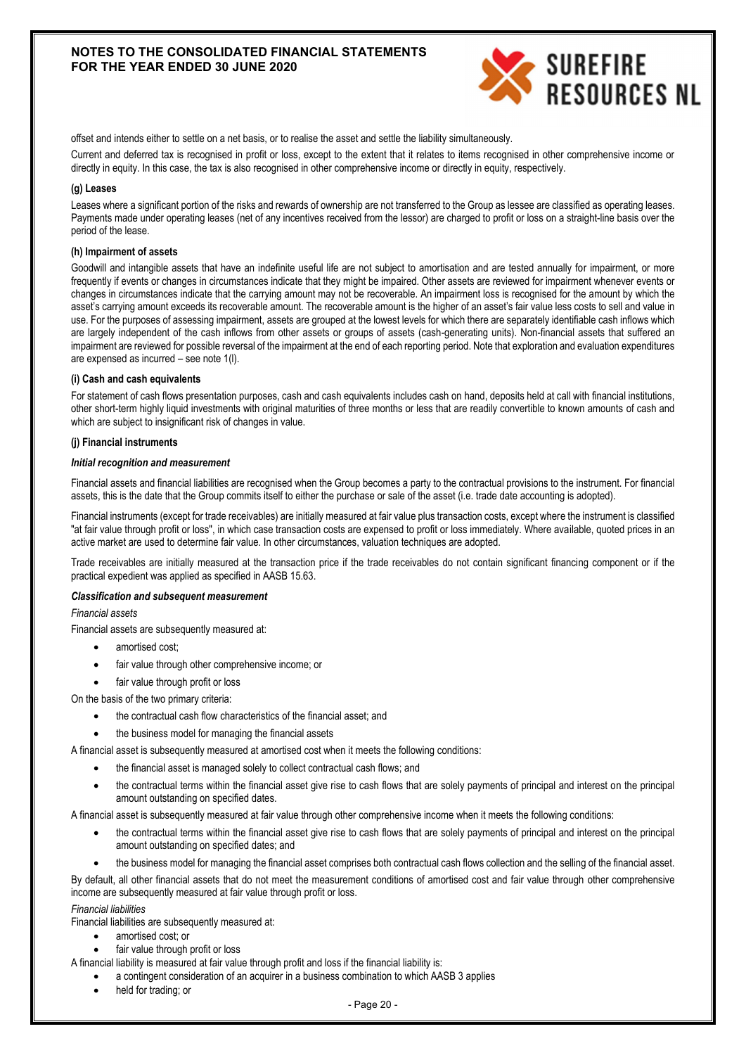offset and intends either to settle on a net basis, or to realise the asset and settle the liability simultaneously.

Current and deferred tax is recognised in profit or loss, except to the extent that it relates to items recognised in other comprehensive income or directly in equity. In this case, the tax is also recognised in other comprehensive income or directly in equity, respectively.

**(g) Leases**

Leases where a significant portion of the risks and rewards of ownership are not transferred to the Group as lessee are classified as operating leases. Payments made under operating leases (net of any incentives received from the lessor) are charged to profit or loss on a straight-line basis over the period of the lease.

**(h) Impairment of assets**

Goodwill and intangible assets that have an indefinite useful life are not subject to amortisation and are tested annually for impairment, or more frequently if events or changes in circumstances indicate that they might be impaired. Other assets are reviewed for impairment whenever events or changes in circumstances indicate that the carrying amount may not be recoverable. An impairment loss is recognised for the amount by which the asset's carrying amount exceeds its recoverable amount. The recoverable amount is the higher of an asset's fair value less costs to sell and value in use. For the purposes of assessing impairment, assets are grouped at the lowest levels for which there are separately identifiable cash inflows which are largely independent of the cash inflows from other assets or groups of assets (cash-generating units). Non-financial assets that suffered an impairment are reviewed for possible reversal of the impairment at the end of each reporting period. Note that exploration and evaluation expenditures are expensed as incurred – see note 1(l).

**(i) Cash and cash equivalents**

For statement of cash flows presentation purposes, cash and cash equivalents includes cash on hand, deposits held at call with financial institutions, other short-term highly liquid investments with original maturities of three months or less that are readily convertible to known amounts of cash and which are subject to insignificant risk of changes in value.

**(j) Financial instruments**

***Initial recognition and measurement***

Financial assets and financial liabilities are recognised when the Group becomes a party to the contractual provisions to the instrument. For financial assets, this is the date that the Group commits itself to either the purchase or sale of the asset (i.e. trade date accounting is adopted).

Financial instruments (except for trade receivables) are initially measured at fair value plus transaction costs, except where the instrument is classified "at fair value through profit or loss", in which case transaction costs are expensed to profit or loss immediately. Where available, quoted prices in an active market are used to determine fair value. In other circumstances, valuation techniques are adopted.

Trade receivables are initially measured at the transaction price if the trade receivables do not contain significant financing component or if the practical expedient was applied as specified in AASB 15.63.

***Classification and subsequent measurement***

*Financial assets*

Financial assets are subsequently measured at:

- amortised cost;
- fair value through other comprehensive income; or
- fair value through profit or loss

On the basis of the two primary criteria:

- the contractual cash flow characteristics of the financial asset; and
- the business model for managing the financial assets

A financial asset is subsequently measured at amortised cost when it meets the following conditions:

- the financial asset is managed solely to collect contractual cash flows; and
- the contractual terms within the financial asset give rise to cash flows that are solely payments of principal and interest on the principal amount outstanding on specified dates.

A financial asset is subsequently measured at fair value through other comprehensive income when it meets the following conditions:

- the contractual terms within the financial asset give rise to cash flows that are solely payments of principal and interest on the principal amount outstanding on specified dates; and
- the business model for managing the financial asset comprises both contractual cash flows collection and the selling of the financial asset.

By default, all other financial assets that do not meet the measurement conditions of amortised cost and fair value through other comprehensive income are subsequently measured at fair value through profit or loss.

*Financial liabilities*

Financial liabilities are subsequently measured at:

- amortised cost; or
- fair value through profit or loss

A financial liability is measured at fair value through profit and loss if the financial liability is:

- a contingent consideration of an acquirer in a business combination to which AASB 3 applies
- held for trading; or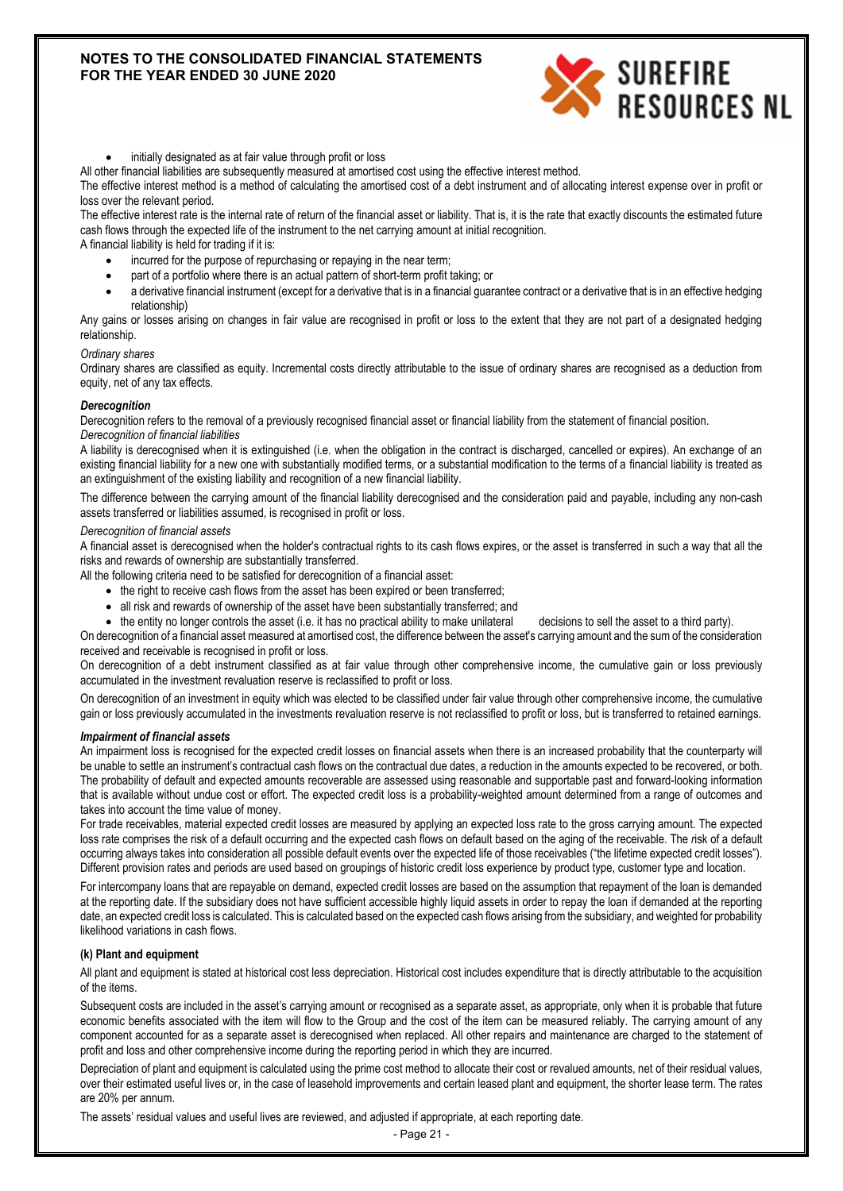- initially designated as at fair value through profit or loss

All other financial liabilities are subsequently measured at amortised cost using the effective interest method.

The effective interest method is a method of calculating the amortised cost of a debt instrument and of allocating interest expense over in profit or loss over the relevant period.

The effective interest rate is the internal rate of return of the financial asset or liability. That is, it is the rate that exactly discounts the estimated future cash flows through the expected life of the instrument to the net carrying amount at initial recognition.

A financial liability is held for trading if it is:

- incurred for the purpose of repurchasing or repaying in the near term;
- part of a portfolio where there is an actual pattern of short-term profit taking; or
- a derivative financial instrument (except for a derivative that is in a financial guarantee contract or a derivative that is in an effective hedging relationship)

Any gains or losses arising on changes in fair value are recognised in profit or loss to the extent that they are not part of a designated hedging relationship.

*Ordinary shares*

Ordinary shares are classified as equity. Incremental costs directly attributable to the issue of ordinary shares are recognised as a deduction from equity, net of any tax effects.

***Derecognition***

Derecognition refers to the removal of a previously recognised financial asset or financial liability from the statement of financial position.

*Derecognition of financial liabilities*

A liability is derecognised when it is extinguished (i.e. when the obligation in the contract is discharged, cancelled or expires). An exchange of an existing financial liability for a new one with substantially modified terms, or a substantial modification to the terms of a financial liability is treated as an extinguishment of the existing liability and recognition of a new financial liability.

The difference between the carrying amount of the financial liability derecognised and the consideration paid and payable, including any non-cash assets transferred or liabilities assumed, is recognised in profit or loss.

*Derecognition of financial assets*

A financial asset is derecognised when the holder's contractual rights to its cash flows expires, or the asset is transferred in such a way that all the risks and rewards of ownership are substantially transferred.

All the following criteria need to be satisfied for derecognition of a financial asset:

- the right to receive cash flows from the asset has been expired or been transferred;
- all risk and rewards of ownership of the asset have been substantially transferred; and
- the entity no longer controls the asset (i.e. it has no practical ability to make unilateral decisions to sell the asset to a third party).

On derecognition of a financial asset measured at amortised cost, the difference between the asset's carrying amount and the sum of the consideration received and receivable is recognised in profit or loss.

On derecognition of a debt instrument classified as at fair value through other comprehensive income, the cumulative gain or loss previously accumulated in the investment revaluation reserve is reclassified to profit or loss.

On derecognition of an investment in equity which was elected to be classified under fair value through other comprehensive income, the cumulative gain or loss previously accumulated in the investments revaluation reserve is not reclassified to profit or loss, but is transferred to retained earnings.

***Impairment of financial assets***

An impairment loss is recognised for the expected credit losses on financial assets when there is an increased probability that the counterparty will be unable to settle an instrument's contractual cash flows on the contractual due dates, a reduction in the amounts expected to be recovered, or both. The probability of default and expected amounts recoverable are assessed using reasonable and supportable past and forward-looking information that is available without undue cost or effort. The expected credit loss is a probability-weighted amount determined from a range of outcomes and takes into account the time value of money.

For trade receivables, material expected credit losses are measured by applying an expected loss rate to the gross carrying amount. The expected loss rate comprises the risk of a default occurring and the expected cash flows on default based on the aging of the receivable. The risk of a default occurring always takes into consideration all possible default events over the expected life of those receivables ("the lifetime expected credit losses"). Different provision rates and periods are used based on groupings of historic credit loss experience by product type, customer type and location.

For intercompany loans that are repayable on demand, expected credit losses are based on the assumption that repayment of the loan is demanded at the reporting date. If the subsidiary does not have sufficient accessible highly liquid assets in order to repay the loan if demanded at the reporting date, an expected credit loss is calculated. This is calculated based on the expected cash flows arising from the subsidiary, and weighted for probability likelihood variations in cash flows.

**(k) Plant and equipment**

All plant and equipment is stated at historical cost less depreciation. Historical cost includes expenditure that is directly attributable to the acquisition of the items.

Subsequent costs are included in the asset's carrying amount or recognised as a separate asset, as appropriate, only when it is probable that future economic benefits associated with the item will flow to the Group and the cost of the item can be measured reliably. The carrying amount of any component accounted for as a separate asset is derecognised when replaced. All other repairs and maintenance are charged to the statement of profit and loss and other comprehensive income during the reporting period in which they are incurred.

Depreciation of plant and equipment is calculated using the prime cost method to allocate their cost or revalued amounts, net of their residual values, over their estimated useful lives or, in the case of leasehold improvements and certain leased plant and equipment, the shorter lease term. The rates are 20% per annum.

The assets' residual values and useful lives are reviewed, and adjusted if appropriate, at each reporting date.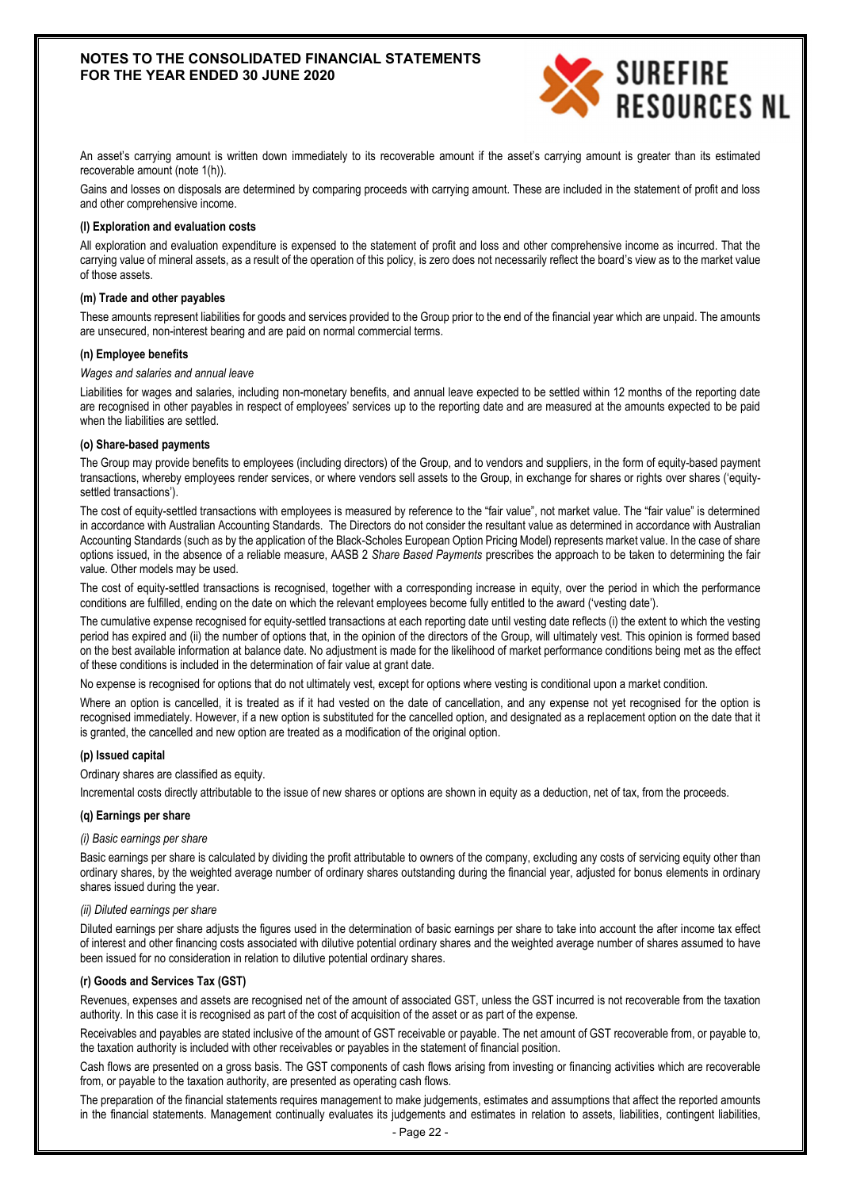An asset's carrying amount is written down immediately to its recoverable amount if the asset's carrying amount is greater than its estimated recoverable amount (note 1(h)).

Gains and losses on disposals are determined by comparing proceeds with carrying amount. These are included in the statement of profit and loss and other comprehensive income.

**(l) Exploration and evaluation costs**

All exploration and evaluation expenditure is expensed to the statement of profit and loss and other comprehensive income as incurred. That the carrying value of mineral assets, as a result of the operation of this policy, is zero does not necessarily reflect the board's view as to the market value of those assets.

**(m) Trade and other payables**

These amounts represent liabilities for goods and services provided to the Group prior to the end of the financial year which are unpaid. The amounts are unsecured, non-interest bearing and are paid on normal commercial terms.

**(n) Employee benefits**

*Wages and salaries and annual leave*

Liabilities for wages and salaries, including non-monetary benefits, and annual leave expected to be settled within 12 months of the reporting date are recognised in other payables in respect of employees' services up to the reporting date and are measured at the amounts expected to be paid when the liabilities are settled.

**(o) Share-based payments**

The Group may provide benefits to employees (including directors) of the Group, and to vendors and suppliers, in the form of equity-based payment transactions, whereby employees render services, or where vendors sell assets to the Group, in exchange for shares or rights over shares ('equity-settled transactions').

The cost of equity-settled transactions with employees is measured by reference to the "fair value", not market value. The "fair value" is determined in accordance with Australian Accounting Standards. The Directors do not consider the resultant value as determined in accordance with Australian Accounting Standards (such as by the application of the Black-Scholes European Option Pricing Model) represents market value. In the case of share options issued, in the absence of a reliable measure, AASB 2 *Share Based Payments* prescribes the approach to be taken to determining the fair value. Other models may be used.

The cost of equity-settled transactions is recognised, together with a corresponding increase in equity, over the period in which the performance conditions are fulfilled, ending on the date on which the relevant employees become fully entitled to the award ('vesting date').

The cumulative expense recognised for equity-settled transactions at each reporting date until vesting date reflects (i) the extent to which the vesting period has expired and (ii) the number of options that, in the opinion of the directors of the Group, will ultimately vest. This opinion is formed based on the best available information at balance date. No adjustment is made for the likelihood of market performance conditions being met as the effect of these conditions is included in the determination of fair value at grant date.

No expense is recognised for options that do not ultimately vest, except for options where vesting is conditional upon a market condition.

Where an option is cancelled, it is treated as if it had vested on the date of cancellation, and any expense not yet recognised for the option is recognised immediately. However, if a new option is substituted for the cancelled option, and designated as a replacement option on the date that it is granted, the cancelled and new option are treated as a modification of the original option.

**(p) Issued capital**

Ordinary shares are classified as equity.

Incremental costs directly attributable to the issue of new shares or options are shown in equity as a deduction, net of tax, from the proceeds.

**(q) Earnings per share**

*(i) Basic earnings per share*

Basic earnings per share is calculated by dividing the profit attributable to owners of the company, excluding any costs of servicing equity other than ordinary shares, by the weighted average number of ordinary shares outstanding during the financial year, adjusted for bonus elements in ordinary shares issued during the year.

*(ii) Diluted earnings per share*

Diluted earnings per share adjusts the figures used in the determination of basic earnings per share to take into account the after income tax effect of interest and other financing costs associated with dilutive potential ordinary shares and the weighted average number of shares assumed to have been issued for no consideration in relation to dilutive potential ordinary shares.

**(r) Goods and Services Tax (GST)**

Revenues, expenses and assets are recognised net of the amount of associated GST, unless the GST incurred is not recoverable from the taxation authority. In this case it is recognised as part of the cost of acquisition of the asset or as part of the expense.

Receivables and payables are stated inclusive of the amount of GST receivable or payable. The net amount of GST recoverable from, or payable to, the taxation authority is included with other receivables or payables in the statement of financial position.

Cash flows are presented on a gross basis. The GST components of cash flows arising from investing or financing activities which are recoverable from, or payable to the taxation authority, are presented as operating cash flows.

The preparation of the financial statements requires management to make judgements, estimates and assumptions that affect the reported amounts in the financial statements. Management continually evaluates its judgements and estimates in relation to assets, liabilities, contingent liabilities,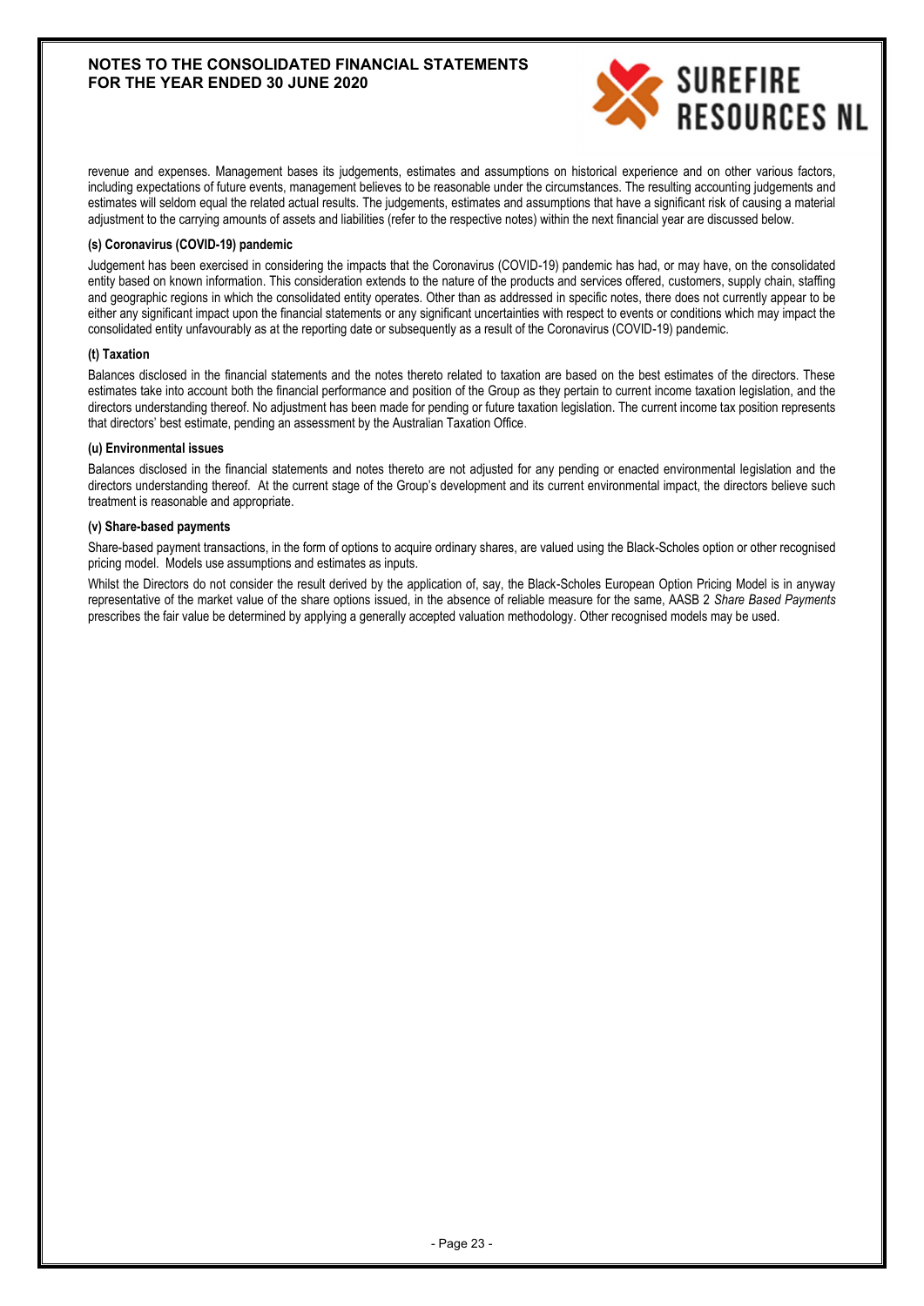revenue and expenses. Management bases its judgements, estimates and assumptions on historical experience and on other various factors, including expectations of future events, management believes to be reasonable under the circumstances. The resulting accounting judgements and estimates will seldom equal the related actual results. The judgements, estimates and assumptions that have a significant risk of causing a material adjustment to the carrying amounts of assets and liabilities (refer to the respective notes) within the next financial year are discussed below.

#### (s) Coronavirus (COVID-19) pandemic

Judgement has been exercised in considering the impacts that the Coronavirus (COVID-19) pandemic has had, or may have, on the consolidated entity based on known information. This consideration extends to the nature of the products and services offered, customers, supply chain, staffing and geographic regions in which the consolidated entity operates. Other than as addressed in specific notes, there does not currently appear to be either any significant impact upon the financial statements or any significant uncertainties with respect to events or conditions which may impact the consolidated entity unfavourably as at the reporting date or subsequently as a result of the Coronavirus (COVID-19) pandemic.

#### (t) Taxation

Balances disclosed in the financial statements and the notes thereto related to taxation are based on the best estimates of the directors. These estimates take into account both the financial performance and position of the Group as they pertain to current income taxation legislation, and the directors understanding thereof. No adjustment has been made for pending or future taxation legislation. The current income tax position represents that directors' best estimate, pending an assessment by the Australian Taxation Office.

#### (u) Environmental issues

Balances disclosed in the financial statements and notes thereto are not adjusted for any pending or enacted environmental legislation and the directors understanding thereof. At the current stage of the Group's development and its current environmental impact, the directors believe such treatment is reasonable and appropriate.

#### (v) Share-based payments

Share-based payment transactions, in the form of options to acquire ordinary shares, are valued using the Black-Scholes option or other recognised pricing model. Models use assumptions and estimates as inputs.

Whilst the Directors do not consider the result derived by the application of, say, the Black-Scholes European Option Pricing Model is in anyway representative of the market value of the share options issued, in the absence of reliable measure for the same, AASB 2 *Share Based Payments* prescribes the fair value be determined by applying a generally accepted valuation methodology. Other recognised models may be used.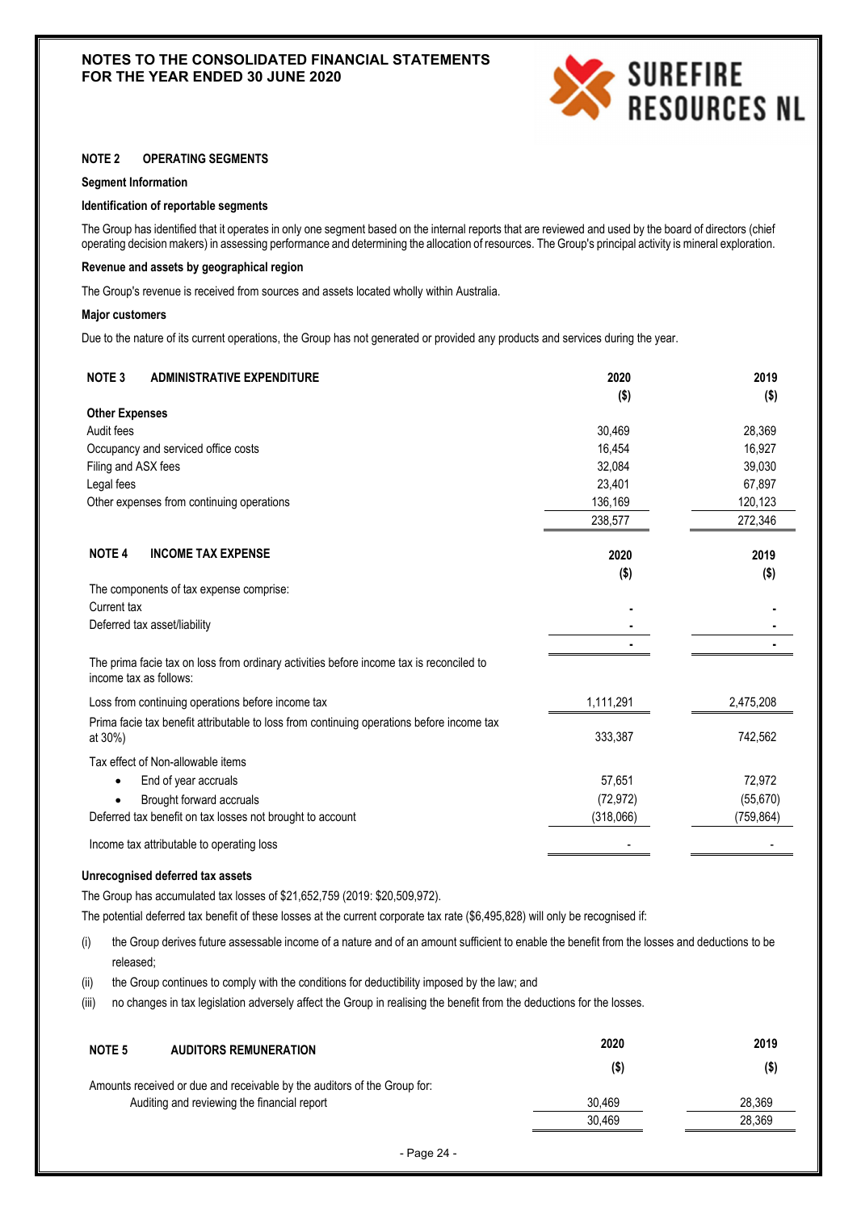## NOTE 2 OPERATING SEGMENTS

**Segment Information**

**Identification of reportable segments**

The Group has identified that it operates in only one segment based on the internal reports that are reviewed and used by the board of directors (chief operating decision makers) in assessing performance and determining the allocation of resources. The Group's principal activity is mineral exploration.

**Revenue and assets by geographical region**

The Group's revenue is received from sources and assets located wholly within Australia.

**Major customers**

Due to the nature of its current operations, the Group has not generated or provided any products and services during the year.

## NOTE 3 ADMINISTRATIVE EXPENDITURE

| | 2020 ($) | 2019 ($) |
|---|---|---|
| **Other Expenses** | | |
| Audit fees | 30,469 | 28,369 |
| Occupancy and serviced office costs | 16,454 | 16,927 |
| Filing and ASX fees | 32,084 | 39,030 |
| Legal fees | 23,401 | 67,897 |
| Other expenses from continuing operations | 136,169 | 120,123 |
| | 238,577 | 272,346 |

## NOTE 4 INCOME TAX EXPENSE

| | 2020 ($) | 2019 ($) |
|---|---|---|
| The components of tax expense comprise: | | |
| Current tax | - | - |
| Deferred tax asset/liability | - | - |
| | - | - |
| The prima facie tax on loss from ordinary activities before income tax is reconciled to income tax as follows: | | |
| Loss from continuing operations before income tax | 1,111,291 | 2,475,208 |
| Prima facie tax benefit attributable to loss from continuing operations before income tax at 30%) | 333,387 | 742,562 |
| Tax effect of Non-allowable items | | |
| • End of year accruals | 57,651 | 72,972 |
| • Brought forward accruals | (72,972) | (55,670) |
| Deferred tax benefit on tax losses not brought to account | (318,066) | (759,864) |
| Income tax attributable to operating loss | - | - |

**Unrecognised deferred tax assets**

The Group has accumulated tax losses of $21,652,759 (2019: $20,509,972).

The potential deferred tax benefit of these losses at the current corporate tax rate ($6,495,828) will only be recognised if:

(i) the Group derives future assessable income of a nature and of an amount sufficient to enable the benefit from the losses and deductions to be released;

(ii) the Group continues to comply with the conditions for deductibility imposed by the law; and

(iii) no changes in tax legislation adversely affect the Group in realising the benefit from the deductions for the losses.

## NOTE 5 AUDITORS REMUNERATION

| | 2020 ($) | 2019 ($) |
|---|---|---|
| Amounts received or due and receivable by the auditors of the Group for: | | |
| Auditing and reviewing the financial report | 30,469 | 28,369 |
| | 30,469 | 28,369 |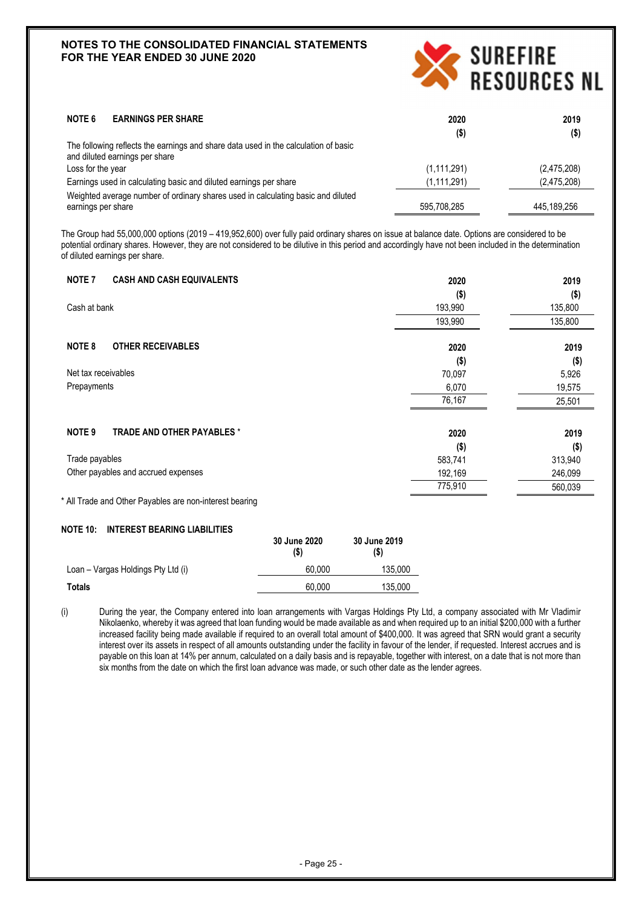## NOTE 6 EARNINGS PER SHARE

| | 2020 ($) | 2019 ($) |
|---|---|---|
| The following reflects the earnings and share data used in the calculation of basic and diluted earnings per share | | |
| Loss for the year | (1,111,291) | (2,475,208) |
| Earnings used in calculating basic and diluted earnings per share | (1,111,291) | (2,475,208) |
| Weighted average number of ordinary shares used in calculating basic and diluted earnings per share | 595,708,285 | 445,189,256 |

The Group had 55,000,000 options (2019 – 419,952,600) over fully paid ordinary shares on issue at balance date. Options are considered to be potential ordinary shares. However, they are not considered to be dilutive in this period and accordingly have not been included in the determination of diluted earnings per share.

## NOTE 7 CASH AND CASH EQUIVALENTS

| | 2020 ($) | 2019 ($) |
|---|---|---|
| Cash at bank | 193,990 | 135,800 |
| | 193,990 | 135,800 |

## NOTE 8 OTHER RECEIVABLES

| | 2020 ($) | 2019 ($) |
|---|---|---|
| Net tax receivables | 70,097 | 5,926 |
| Prepayments | 6,070 | 19,575 |
| | 76,167 | 25,501 |

## NOTE 9 TRADE AND OTHER PAYABLES *

| | 2020 ($) | 2019 ($) |
|---|---|---|
| Trade payables | 583,741 | 313,940 |
| Other payables and accrued expenses | 192,169 | 246,099 |
| | 775,910 | 560,039 |

* All Trade and Other Payables are non-interest bearing

## NOTE 10: INTEREST BEARING LIABILITIES

| | 30 June 2020 ($) | 30 June 2019 ($) |
|---|---|---|
| Loan – Vargas Holdings Pty Ltd (i) | 60,000 | 135,000 |
| **Totals** | 60,000 | 135,000 |

(i) During the year, the Company entered into loan arrangements with Vargas Holdings Pty Ltd, a company associated with Mr Vladimir Nikolaenko, whereby it was agreed that loan funding would be made available as and when required up to an initial $200,000 with a further increased facility being made available if required to an overall total amount of $400,000. It was agreed that SRN would grant a security interest over its assets in respect of all amounts outstanding under the facility in favour of the lender, if requested. Interest accrues and is payable on this loan at 14% per annum, calculated on a daily basis and is repayable, together with interest, on a date that is not more than six months from the date on which the first loan advance was made, or such other date as the lender agrees.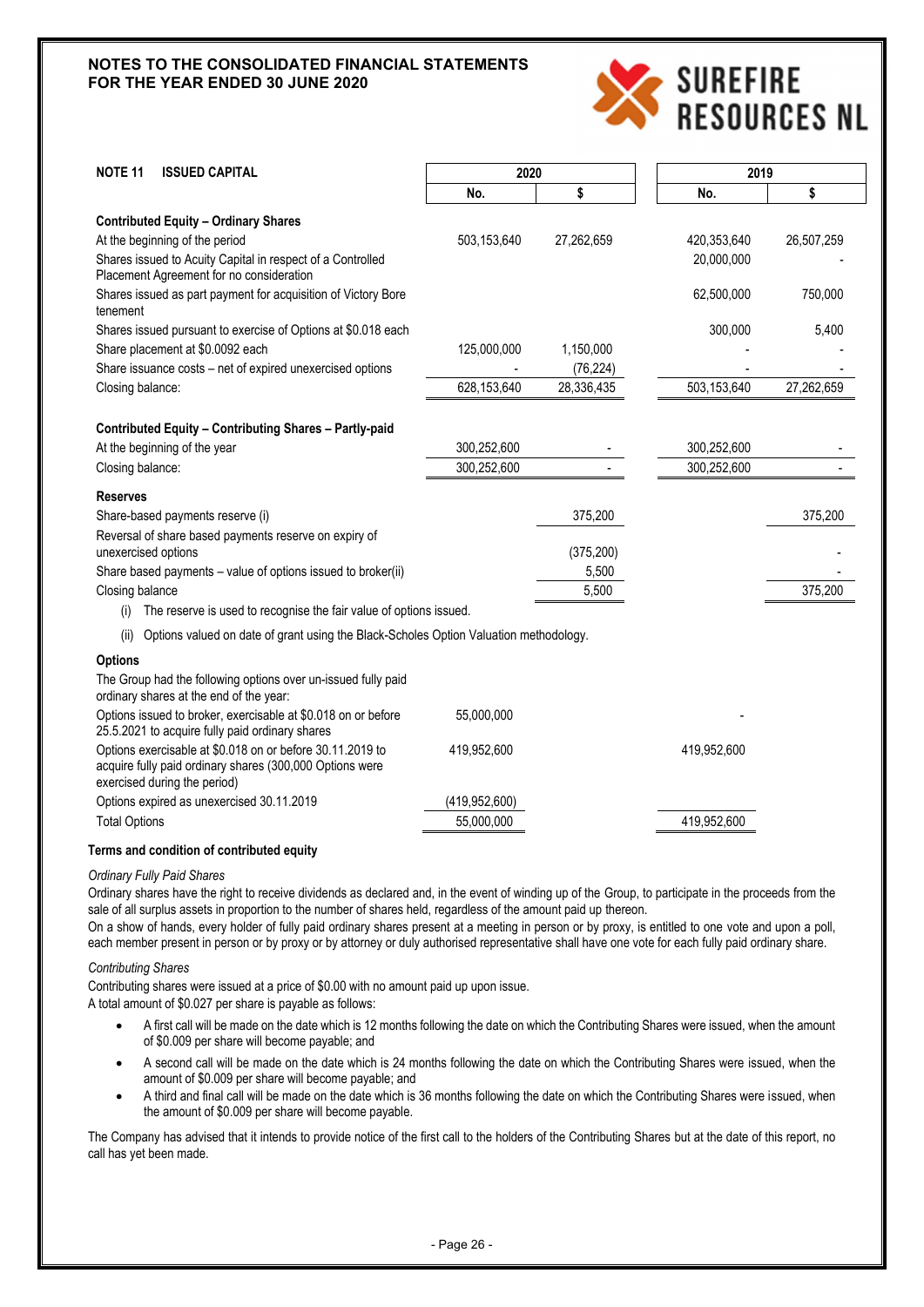## NOTES TO THE CONSOLIDATED FINANCIAL STATEMENTS FOR THE YEAR ENDED 30 JUNE 2020

### NOTE 11 ISSUED CAPITAL

| | 2020 | | 2019 | |
|---|---|---|---|---|
| | No. | $ | No. | $ |
| **Contributed Equity – Ordinary Shares** | | | | |
| At the beginning of the period | 503,153,640 | 27,262,659 | 420,353,640 | 26,507,259 |
| Shares issued to Acuity Capital in respect of a Controlled Placement Agreement for no consideration | | | 20,000,000 | - |
| Shares issued as part payment for acquisition of Victory Bore tenement | | | 62,500,000 | 750,000 |
| Shares issued pursuant to exercise of Options at $0.018 each | | | 300,000 | 5,400 |
| Share placement at $0.0092 each | 125,000,000 | 1,150,000 | - | - |
| Share issuance costs – net of expired unexercised options | - | (76,224) | - | - |
| Closing balance: | 628,153,640 | 28,336,435 | 503,153,640 | 27,262,659 |
| **Contributed Equity – Contributing Shares – Partly-paid** | | | | |
| At the beginning of the year | 300,252,600 | - | 300,252,600 | - |
| Closing balance: | 300,252,600 | - | 300,252,600 | - |
| **Reserves** | | | | |
| Share-based payments reserve (i) | | 375,200 | | 375,200 |
| Reversal of share based payments reserve on expiry of unexercised options | | (375,200) | | - |
| Share based payments – value of options issued to broker(ii) | | 5,500 | | - |
| Closing balance | | 5,500 | | 375,200 |

(i) The reserve is used to recognise the fair value of options issued.

(ii) Options valued on date of grant using the Black-Scholes Option Valuation methodology.

**Options**

| The Group had the following options over un-issued fully paid ordinary shares at the end of the year: | 2020 | 2019 |
|---|---|---|
| Options issued to broker, exercisable at $0.018 on or before 25.5.2021 to acquire fully paid ordinary shares | 55,000,000 | - |
| Options exercisable at $0.018 on or before 30.11.2019 to acquire fully paid ordinary shares (300,000 Options were exercised during the period) | 419,952,600 | 419,952,600 |
| Options expired as unexercised 30.11.2019 | (419,952,600) | |
| Total Options | 55,000,000 | 419,952,600 |

**Terms and condition of contributed equity**

*Ordinary Fully Paid Shares*

Ordinary shares have the right to receive dividends as declared and, in the event of winding up of the Group, to participate in the proceeds from the sale of all surplus assets in proportion to the number of shares held, regardless of the amount paid up thereon.

On a show of hands, every holder of fully paid ordinary shares present at a meeting in person or by proxy, is entitled to one vote and upon a poll, each member present in person or by proxy or by attorney or duly authorised representative shall have one vote for each fully paid ordinary share.

*Contributing Shares*

Contributing shares were issued at a price of $0.00 with no amount paid up upon issue.

A total amount of $0.027 per share is payable as follows:

- A first call will be made on the date which is 12 months following the date on which the Contributing Shares were issued, when the amount of $0.009 per share will become payable; and
- A second call will be made on the date which is 24 months following the date on which the Contributing Shares were issued, when the amount of $0.009 per share will become payable; and
- A third and final call will be made on the date which is 36 months following the date on which the Contributing Shares were issued, when the amount of $0.009 per share will become payable.

The Company has advised that it intends to provide notice of the first call to the holders of the Contributing Shares but at the date of this report, no call has yet been made.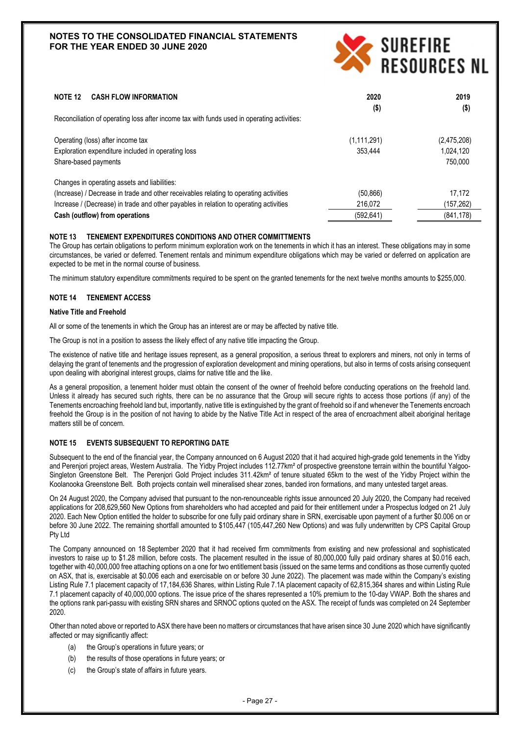# NOTES TO THE CONSOLIDATED FINANCIAL STATEMENTS FOR THE YEAR ENDED 30 JUNE 2020

## NOTE 12 CASH FLOW INFORMATION

| | 2020 ($) | 2019 ($) |
|---|---|---|
| Reconciliation of operating loss after income tax with funds used in operating activities: | | |
| Operating (loss) after income tax | (1,111,291) | (2,475,208) |
| Exploration expenditure included in operating loss | 353,444 | 1,024,120 |
| Share-based payments | | 750,000 |
| Changes in operating assets and liabilities: | | |
| (Increase) / Decrease in trade and other receivables relating to operating activities | (50,866) | 17,172 |
| Increase / (Decrease) in trade and other payables in relation to operating activities | 216,072 | (157,262) |
| **Cash (outflow) from operations** | (592,641) | (841,178) |

## NOTE 13 TENEMENT EXPENDITURES CONDITIONS AND OTHER COMMITTMENTS

The Group has certain obligations to perform minimum exploration work on the tenements in which it has an interest. These obligations may in some circumstances, be varied or deferred. Tenement rentals and minimum expenditure obligations which may be varied or deferred on application are expected to be met in the normal course of business.

The minimum statutory expenditure commitments required to be spent on the granted tenements for the next twelve months amounts to $255,000.

## NOTE 14 TENEMENT ACCESS

**Native Title and Freehold**

All or some of the tenements in which the Group has an interest are or may be affected by native title.

The Group is not in a position to assess the likely effect of any native title impacting the Group.

The existence of native title and heritage issues represent, as a general proposition, a serious threat to explorers and miners, not only in terms of delaying the grant of tenements and the progression of exploration development and mining operations, but also in terms of costs arising consequent upon dealing with aboriginal interest groups, claims for native title and the like.

As a general proposition, a tenement holder must obtain the consent of the owner of freehold before conducting operations on the freehold land. Unless it already has secured such rights, there can be no assurance that the Group will secure rights to access those portions (if any) of the Tenements encroaching freehold land but, importantly, native title is extinguished by the grant of freehold so if and whenever the Tenements encroach freehold the Group is in the position of not having to abide by the Native Title Act in respect of the area of encroachment albeit aboriginal heritage matters still be of concern.

## NOTE 15 EVENTS SUBSEQUENT TO REPORTING DATE

Subsequent to the end of the financial year, the Company announced on 6 August 2020 that it had acquired high-grade gold tenements in the Yidby and Perenjori project areas, Western Australia. The Yidby Project includes 112.77km² of prospective greenstone terrain within the bountiful Yalgoo-Singleton Greenstone Belt. The Perenjori Gold Project includes 311.42km² of tenure situated 65km to the west of the Yidby Project within the Koolanooka Greenstone Belt. Both projects contain well mineralised shear zones, banded iron formations, and many untested target areas.

On 24 August 2020, the Company advised that pursuant to the non-renounceable rights issue announced 20 July 2020, the Company had received applications for 208,629,560 New Options from shareholders who had accepted and paid for their entitlement under a Prospectus lodged on 21 July 2020. Each New Option entitled the holder to subscribe for one fully paid ordinary share in SRN, exercisable upon payment of a further $0.006 on or before 30 June 2022. The remaining shortfall amounted to $105,447 (105,447,260 New Options) and was fully underwritten by CPS Capital Group Pty Ltd

The Company announced on 18 September 2020 that it had received firm commitments from existing and new professional and sophisticated investors to raise up to $1.28 million, before costs. The placement resulted in the issue of 80,000,000 fully paid ordinary shares at $0.016 each, together with 40,000,000 free attaching options on a one for two entitlement basis (issued on the same terms and conditions as those currently quoted on ASX, that is, exercisable at $0.006 each and exercisable on or before 30 June 2022). The placement was made within the Company's existing Listing Rule 7.1 placement capacity of 17,184,636 Shares, within Listing Rule 7.1A placement capacity of 62,815,364 shares and within Listing Rule 7.1 placement capacity of 40,000,000 options. The issue price of the shares represented a 10% premium to the 10-day VWAP. Both the shares and the options rank pari-passu with existing SRN shares and SRNOC options quoted on the ASX. The receipt of funds was completed on 24 September 2020.

Other than noted above or reported to ASX there have been no matters or circumstances that have arisen since 30 June 2020 which have significantly affected or may significantly affect:

(a) the Group's operations in future years; or

(b) the results of those operations in future years; or

(c) the Group's state of affairs in future years.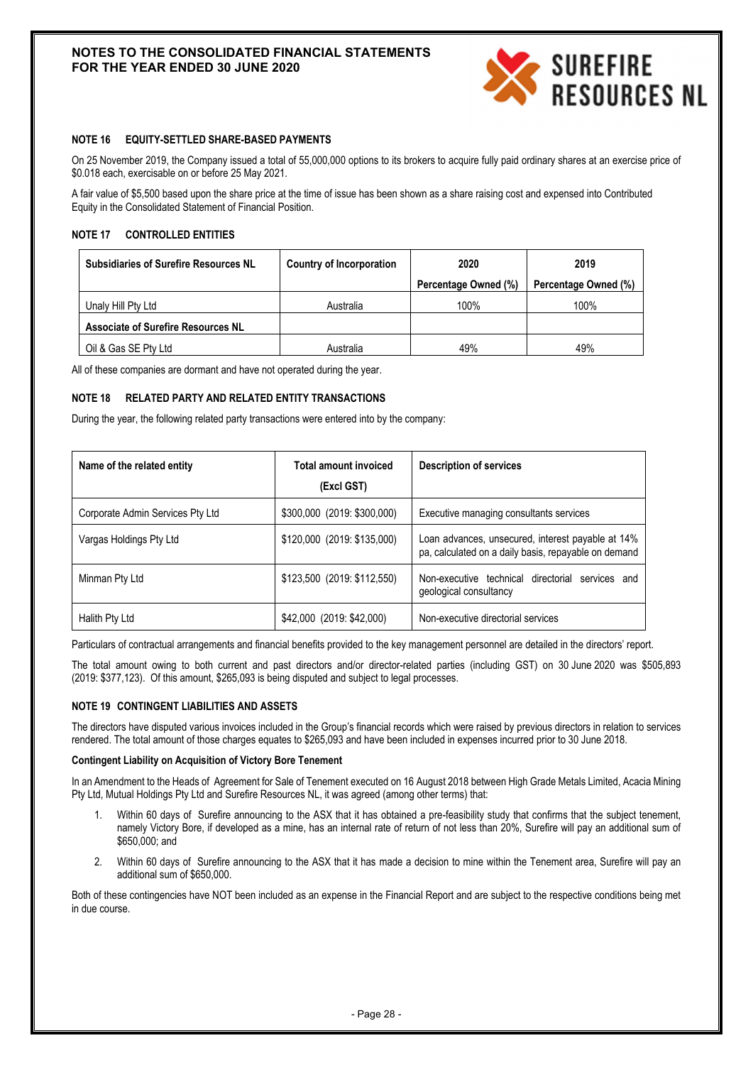### NOTE 16 EQUITY-SETTLED SHARE-BASED PAYMENTS

On 25 November 2019, the Company issued a total of 55,000,000 options to its brokers to acquire fully paid ordinary shares at an exercise price of $0.018 each, exercisable on or before 25 May 2021.

A fair value of $5,500 based upon the share price at the time of issue has been shown as a share raising cost and expensed into Contributed Equity in the Consolidated Statement of Financial Position.

### NOTE 17 CONTROLLED ENTITIES

| Subsidiaries of Surefire Resources NL | Country of Incorporation | 2020 | 2019 |
|---|---|---|---|
| | | Percentage Owned (%) | Percentage Owned (%) |
| Unaly Hill Pty Ltd | Australia | 100% | 100% |
| **Associate of Surefire Resources NL** | | | |
| Oil & Gas SE Pty Ltd | Australia | 49% | 49% |

All of these companies are dormant and have not operated during the year.

### NOTE 18 RELATED PARTY AND RELATED ENTITY TRANSACTIONS

During the year, the following related party transactions were entered into by the company:

| Name of the related entity | Total amount invoiced (Excl GST) | Description of services |
|---|---|---|
| Corporate Admin Services Pty Ltd | $300,000 (2019: $300,000) | Executive managing consultants services |
| Vargas Holdings Pty Ltd | $120,000 (2019: $135,000) | Loan advances, unsecured, interest payable at 14% pa, calculated on a daily basis, repayable on demand |
| Minman Pty Ltd | $123,500 (2019: $112,550) | Non-executive technical directorial services and geological consultancy |
| Halith Pty Ltd | $42,000 (2019: $42,000) | Non-executive directorial services |

Particulars of contractual arrangements and financial benefits provided to the key management personnel are detailed in the directors' report.

The total amount owing to both current and past directors and/or director-related parties (including GST) on 30 June 2020 was $505,893 (2019: $377,123). Of this amount, $265,093 is being disputed and subject to legal processes.

### NOTE 19 CONTINGENT LIABILITIES AND ASSETS

The directors have disputed various invoices included in the Group's financial records which were raised by previous directors in relation to services rendered. The total amount of those charges equates to $265,093 and have been included in expenses incurred prior to 30 June 2018.

**Contingent Liability on Acquisition of Victory Bore Tenement**

In an Amendment to the Heads of Agreement for Sale of Tenement executed on 16 August 2018 between High Grade Metals Limited, Acacia Mining Pty Ltd, Mutual Holdings Pty Ltd and Surefire Resources NL, it was agreed (among other terms) that:

1. Within 60 days of Surefire announcing to the ASX that it has obtained a pre-feasibility study that confirms that the subject tenement, namely Victory Bore, if developed as a mine, has an internal rate of return of not less than 20%, Surefire will pay an additional sum of $650,000; and
2. Within 60 days of Surefire announcing to the ASX that it has made a decision to mine within the Tenement area, Surefire will pay an additional sum of $650,000.

Both of these contingencies have NOT been included as an expense in the Financial Report and are subject to the respective conditions being met in due course.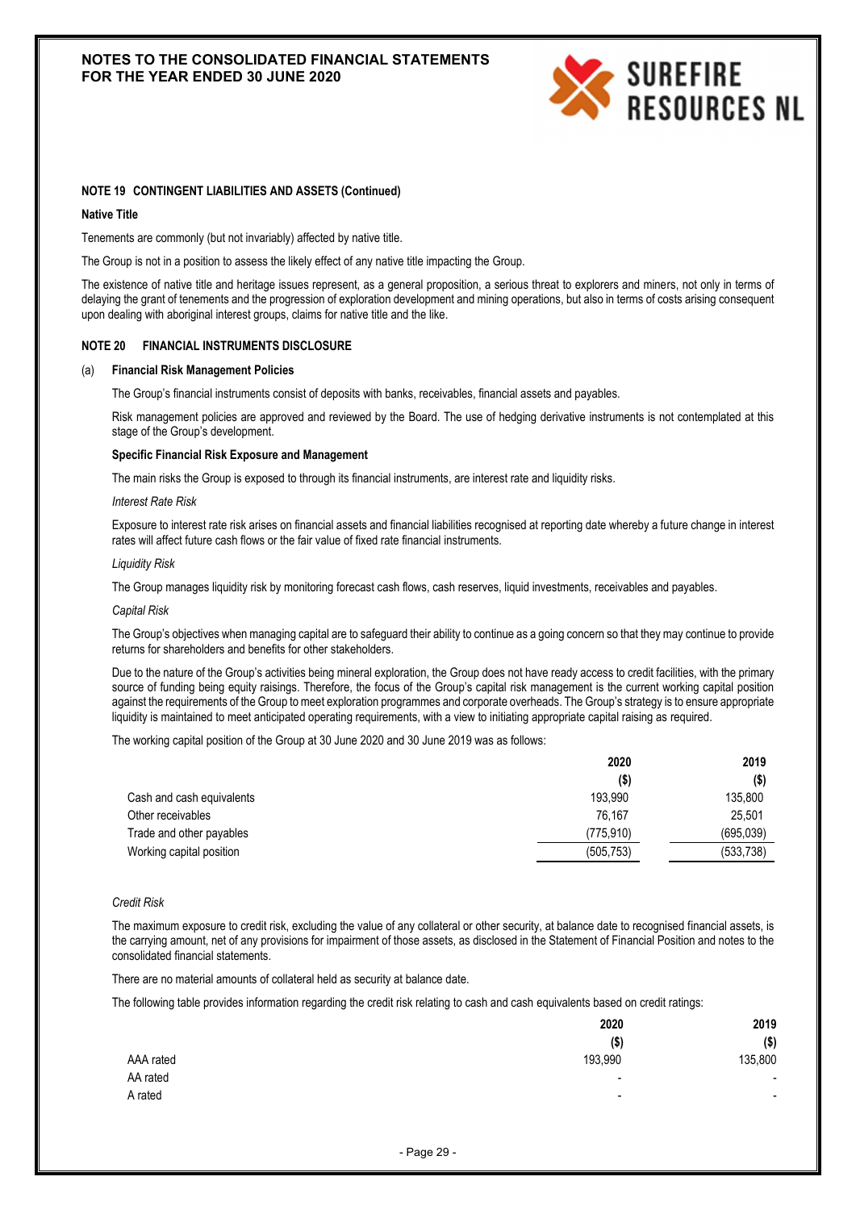### NOTE 19 CONTINGENT LIABILITIES AND ASSETS (Continued)

**Native Title**

Tenements are commonly (but not invariably) affected by native title.

The Group is not in a position to assess the likely effect of any native title impacting the Group.

The existence of native title and heritage issues represent, as a general proposition, a serious threat to explorers and miners, not only in terms of delaying the grant of tenements and the progression of exploration development and mining operations, but also in terms of costs arising consequent upon dealing with aboriginal interest groups, claims for native title and the like.

### NOTE 20 FINANCIAL INSTRUMENTS DISCLOSURE

(a) **Financial Risk Management Policies**

The Group's financial instruments consist of deposits with banks, receivables, financial assets and payables.

Risk management policies are approved and reviewed by the Board. The use of hedging derivative instruments is not contemplated at this stage of the Group's development.

**Specific Financial Risk Exposure and Management**

The main risks the Group is exposed to through its financial instruments, are interest rate and liquidity risks.

*Interest Rate Risk*

Exposure to interest rate risk arises on financial assets and financial liabilities recognised at reporting date whereby a future change in interest rates will affect future cash flows or the fair value of fixed rate financial instruments.

*Liquidity Risk*

The Group manages liquidity risk by monitoring forecast cash flows, cash reserves, liquid investments, receivables and payables.

*Capital Risk*

The Group's objectives when managing capital are to safeguard their ability to continue as a going concern so that they may continue to provide returns for shareholders and benefits for other stakeholders.

Due to the nature of the Group's activities being mineral exploration, the Group does not have ready access to credit facilities, with the primary source of funding being equity raisings. Therefore, the focus of the Group's capital risk management is the current working capital position against the requirements of the Group to meet exploration programmes and corporate overheads. The Group's strategy is to ensure appropriate liquidity is maintained to meet anticipated operating requirements, with a view to initiating appropriate capital raising as required.

The working capital position of the Group at 30 June 2020 and 30 June 2019 was as follows:

| | 2020 ($) | 2019 ($) |
|---|---|---|
| Cash and cash equivalents | 193,990 | 135,800 |
| Other receivables | 76,167 | 25,501 |
| Trade and other payables | (775,910) | (695,039) |
| Working capital position | (505,753) | (533,738) |

*Credit Risk*

The maximum exposure to credit risk, excluding the value of any collateral or other security, at balance date to recognised financial assets, is the carrying amount, net of any provisions for impairment of those assets, as disclosed in the Statement of Financial Position and notes to the consolidated financial statements.

There are no material amounts of collateral held as security at balance date.

The following table provides information regarding the credit risk relating to cash and cash equivalents based on credit ratings:

| | 2020 ($) | 2019 ($) |
|---|---|---|
| AAA rated | 193,990 | 135,800 |
| AA rated | - | - |
| A rated | - | - |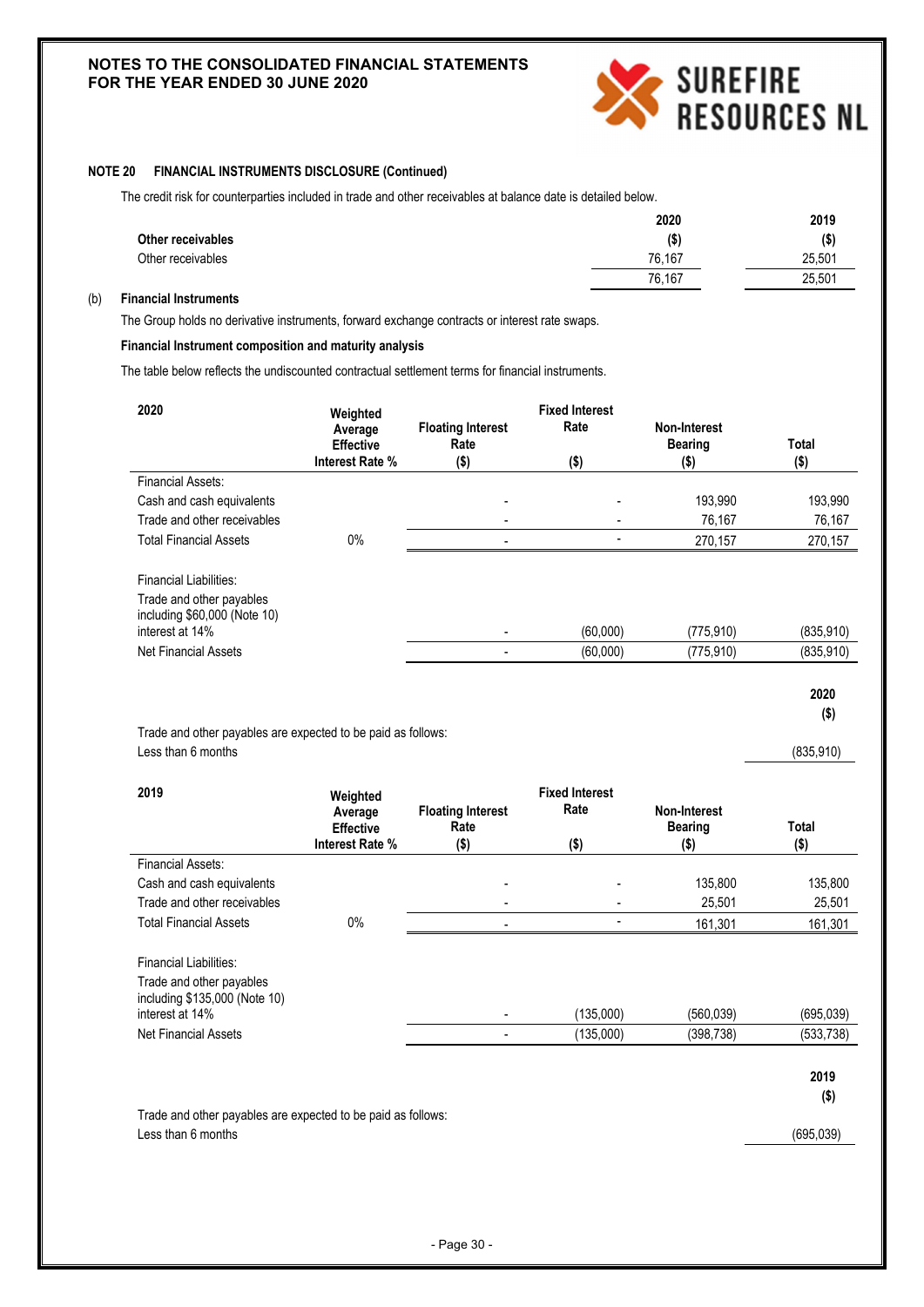**NOTE 20 FINANCIAL INSTRUMENTS DISCLOSURE (Continued)**

The credit risk for counterparties included in trade and other receivables at balance date is detailed below.

| | 2020 | 2019 |
|---|---|---|
| **Other receivables** | **($)** | **($)** |
| Other receivables | 76,167 | 25,501 |
| | 76,167 | 25,501 |

(b) **Financial Instruments**

The Group holds no derivative instruments, forward exchange contracts or interest rate swaps.

**Financial Instrument composition and maturity analysis**

The table below reflects the undiscounted contractual settlement terms for financial instruments.

| 2020 | Weighted Average Effective Interest Rate % | Floating Interest Rate ($) | Fixed Interest Rate ($) | Non-Interest Bearing ($) | Total ($) |
|---|---|---|---|---|---|
| Financial Assets: | | | | | |
| Cash and cash equivalents | | - | - | 193,990 | 193,990 |
| Trade and other receivables | | - | - | 76,167 | 76,167 |
| Total Financial Assets | 0% | - | - | 270,157 | 270,157 |
| Financial Liabilities: | | | | | |
| Trade and other payables including $60,000 (Note 10) interest at 14% | | - | (60,000) | (775,910) | (835,910) |
| Net Financial Assets | | - | (60,000) | (775,910) | (835,910) |

| | 2020 ($) |
|---|---|
| Trade and other payables are expected to be paid as follows: | |
| Less than 6 months | (835,910) |

| 2019 | Weighted Average Effective Interest Rate % | Floating Interest Rate ($) | Fixed Interest Rate ($) | Non-Interest Bearing ($) | Total ($) |
|---|---|---|---|---|---|
| Financial Assets: | | | | | |
| Cash and cash equivalents | | - | - | 135,800 | 135,800 |
| Trade and other receivables | | - | - | 25,501 | 25,501 |
| Total Financial Assets | 0% | - | - | 161,301 | 161,301 |
| Financial Liabilities: | | | | | |
| Trade and other payables including $135,000 (Note 10) interest at 14% | | - | (135,000) | (560,039) | (695,039) |
| Net Financial Assets | | - | (135,000) | (398,738) | (533,738) |

| | 2019 ($) |
|---|---|
| Trade and other payables are expected to be paid as follows: | |
| Less than 6 months | (695,039) |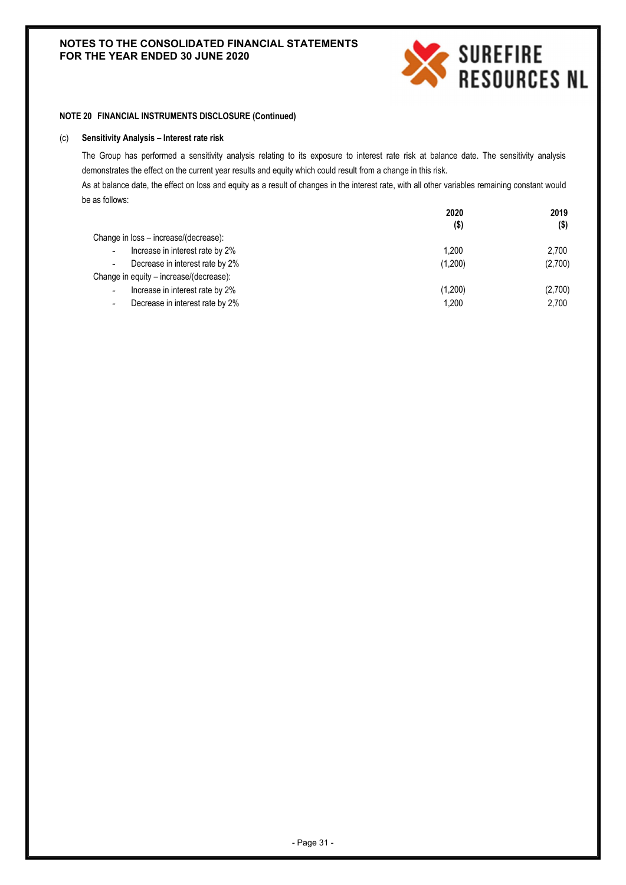**NOTE 20 FINANCIAL INSTRUMENTS DISCLOSURE (Continued)**

(c) **Sensitivity Analysis – Interest rate risk**

The Group has performed a sensitivity analysis relating to its exposure to interest rate risk at balance date. The sensitivity analysis demonstrates the effect on the current year results and equity which could result from a change in this risk.

As at balance date, the effect on loss and equity as a result of changes in the interest rate, with all other variables remaining constant would be as follows:

| | 2020 ($) | 2019 ($) |
|---|---|---|
| Change in loss – increase/(decrease): | | |
| - Increase in interest rate by 2% | 1,200 | 2,700 |
| - Decrease in interest rate by 2% | (1,200) | (2,700) |
| Change in equity – increase/(decrease): | | |
| - Increase in interest rate by 2% | (1,200) | (2,700) |
| - Decrease in interest rate by 2% | 1,200 | 2,700 |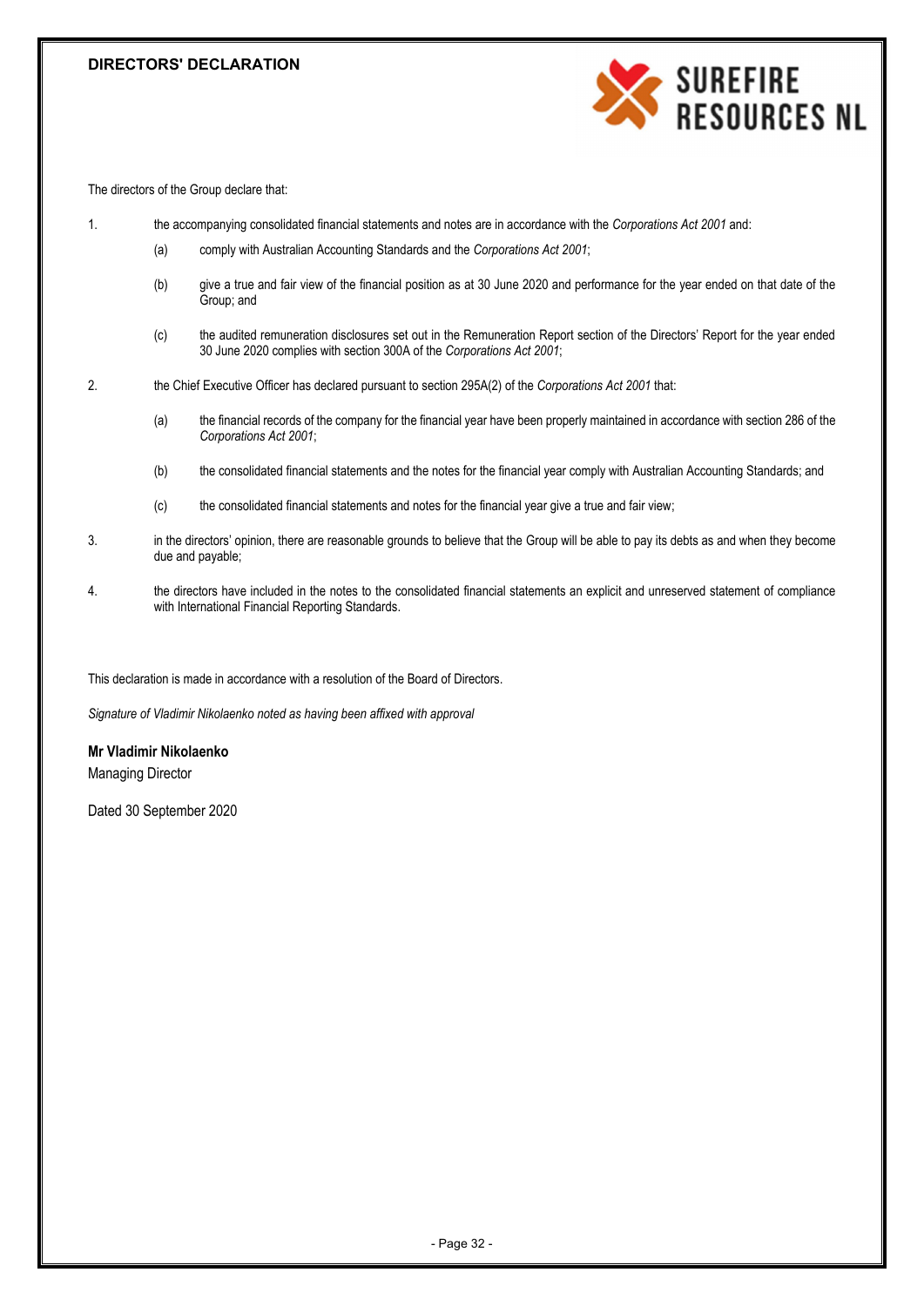# DIRECTORS' DECLARATION

The directors of the Group declare that:

1. the accompanying consolidated financial statements and notes are in accordance with the *Corporations Act 2001* and:

   (a) comply with Australian Accounting Standards and the *Corporations Act 2001*;

   (b) give a true and fair view of the financial position as at 30 June 2020 and performance for the year ended on that date of the Group; and

   (c) the audited remuneration disclosures set out in the Remuneration Report section of the Directors' Report for the year ended 30 June 2020 complies with section 300A of the *Corporations Act 2001*;

2. the Chief Executive Officer has declared pursuant to section 295A(2) of the *Corporations Act 2001* that:

   (a) the financial records of the company for the financial year have been properly maintained in accordance with section 286 of the *Corporations Act 2001*;

   (b) the consolidated financial statements and the notes for the financial year comply with Australian Accounting Standards; and

   (c) the consolidated financial statements and notes for the financial year give a true and fair view;

3. in the directors' opinion, there are reasonable grounds to believe that the Group will be able to pay its debts as and when they become due and payable;

4. the directors have included in the notes to the consolidated financial statements an explicit and unreserved statement of compliance with International Financial Reporting Standards.

This declaration is made in accordance with a resolution of the Board of Directors.

*Signature of Vladimir Nikolaenko noted as having been affixed with approval*

**Mr Vladimir Nikolaenko**
Managing Director

Dated 30 September 2020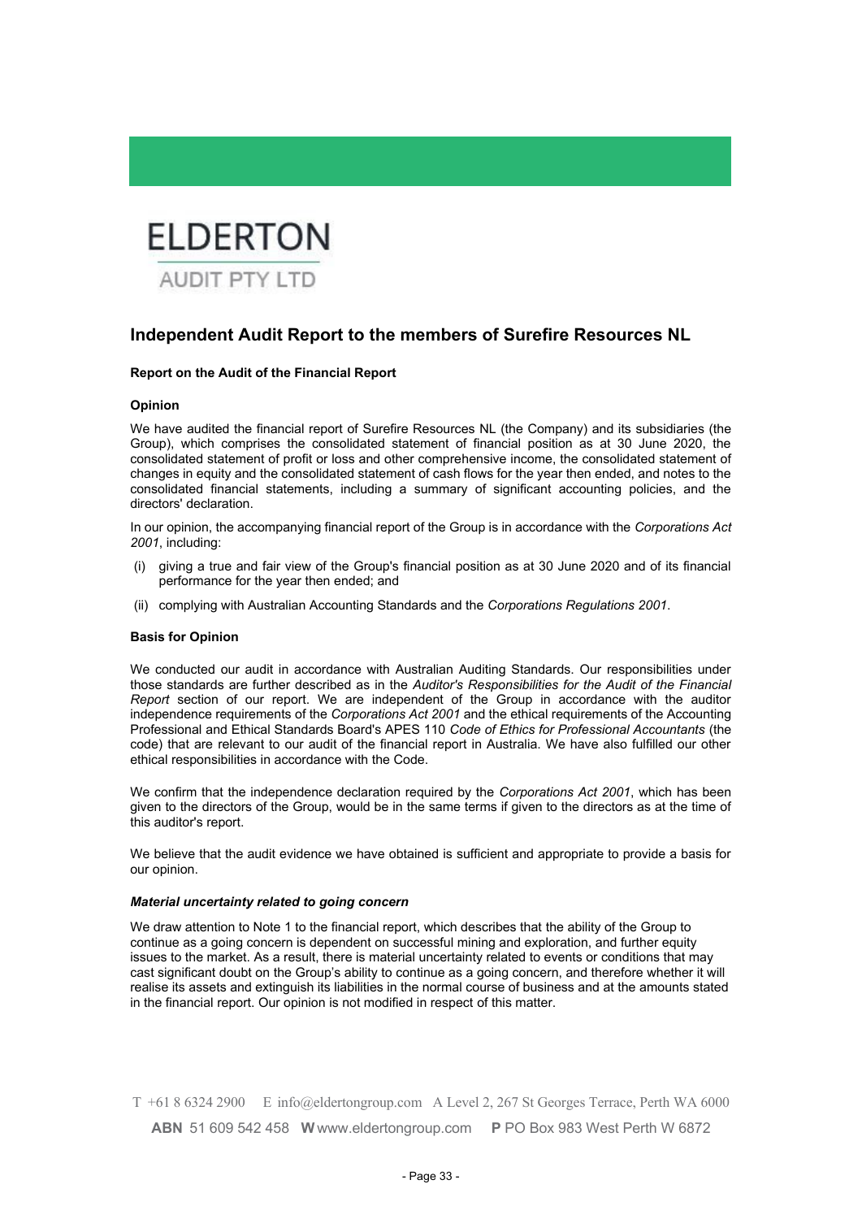ELDERTON

AUDIT PTY LTD

## Independent Audit Report to the members of Surefire Resources NL

**Report on the Audit of the Financial Report**

**Opinion**

We have audited the financial report of Surefire Resources NL (the Company) and its subsidiaries (the Group), which comprises the consolidated statement of financial position as at 30 June 2020, the consolidated statement of profit or loss and other comprehensive income, the consolidated statement of changes in equity and the consolidated statement of cash flows for the year then ended, and notes to the consolidated financial statements, including a summary of significant accounting policies, and the directors' declaration.

In our opinion, the accompanying financial report of the Group is in accordance with the *Corporations Act 2001*, including:

(i) giving a true and fair view of the Group's financial position as at 30 June 2020 and of its financial performance for the year then ended; and

(ii) complying with Australian Accounting Standards and the *Corporations Regulations 2001*.

**Basis for Opinion**

We conducted our audit in accordance with Australian Auditing Standards. Our responsibilities under those standards are further described as in the *Auditor's Responsibilities for the Audit of the Financial Report* section of our report. We are independent of the Group in accordance with the auditor independence requirements of the *Corporations Act 2001* and the ethical requirements of the Accounting Professional and Ethical Standards Board's APES 110 *Code of Ethics for Professional Accountants* (the code) that are relevant to our audit of the financial report in Australia. We have also fulfilled our other ethical responsibilities in accordance with the Code.

We confirm that the independence declaration required by the *Corporations Act 2001*, which has been given to the directors of the Group, would be in the same terms if given to the directors as at the time of this auditor's report.

We believe that the audit evidence we have obtained is sufficient and appropriate to provide a basis for our opinion.

***Material uncertainty related to going concern***

We draw attention to Note 1 to the financial report, which describes that the ability of the Group to continue as a going concern is dependent on successful mining and exploration, and further equity issues to the market. As a result, there is material uncertainty related to events or conditions that may cast significant doubt on the Group's ability to continue as a going concern, and therefore whether it will realise its assets and extinguish its liabilities in the normal course of business and at the amounts stated in the financial report. Our opinion is not modified in respect of this matter.

T +61 8 6324 2900 E info@eldertongroup.com A Level 2, 267 St Georges Terrace, Perth WA 6000

**ABN** 51 609 542 458 **W** www.eldertongroup.com **P** PO Box 983 West Perth W 6872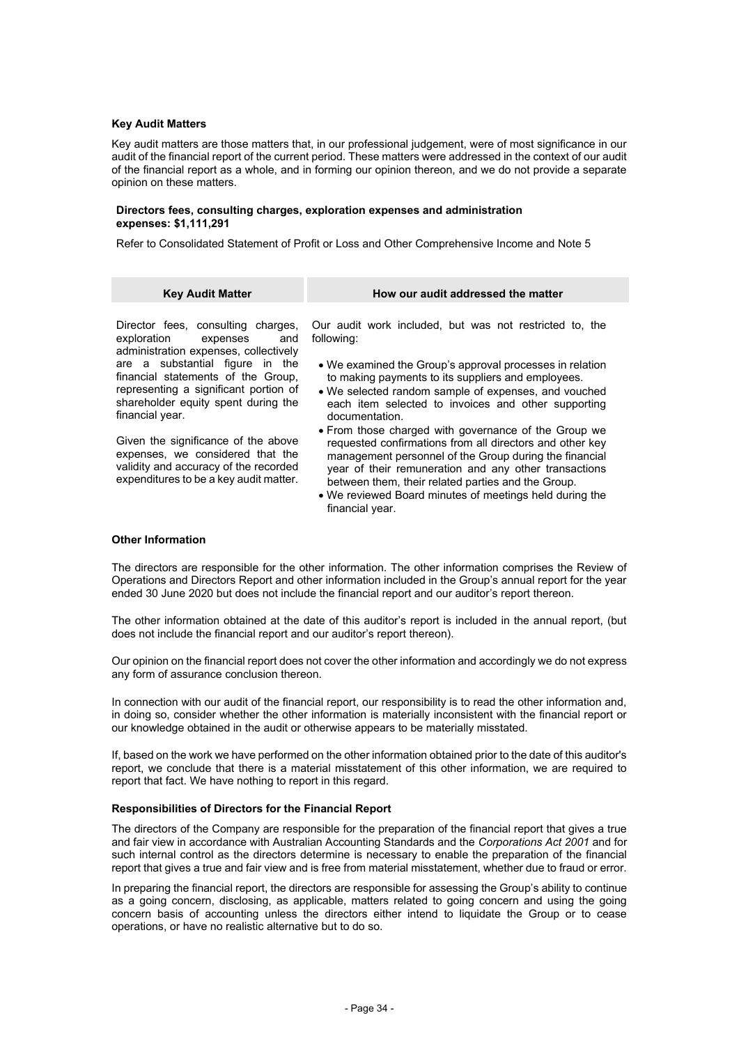**Key Audit Matters**

Key audit matters are those matters that, in our professional judgement, were of most significance in our audit of the financial report of the current period. These matters were addressed in the context of our audit of the financial report as a whole, and in forming our opinion thereon, and we do not provide a separate opinion on these matters.

**Directors fees, consulting charges, exploration expenses and administration expenses: $1,111,291**

Refer to Consolidated Statement of Profit or Loss and Other Comprehensive Income and Note 5

| Key Audit Matter | How our audit addressed the matter |
|---|---|
| Director fees, consulting charges, exploration expenses and administration expenses, collectively are a substantial figure in the financial statements of the Group, representing a significant portion of shareholder equity spent during the financial year.<br><br>Given the significance of the above expenses, we considered that the validity and accuracy of the recorded expenditures to be a key audit matter. | Our audit work included, but was not restricted to, the following:<br><br>• We examined the Group's approval processes in relation to making payments to its suppliers and employees.<br>• We selected random sample of expenses, and vouched each item selected to invoices and other supporting documentation.<br>• From those charged with governance of the Group we requested confirmations from all directors and other key management personnel of the Group during the financial year of their remuneration and any other transactions between them, their related parties and the Group.<br>• We reviewed Board minutes of meetings held during the financial year. |

**Other Information**

The directors are responsible for the other information. The other information comprises the Review of Operations and Directors Report and other information included in the Group's annual report for the year ended 30 June 2020 but does not include the financial report and our auditor's report thereon.

The other information obtained at the date of this auditor's report is included in the annual report, (but does not include the financial report and our auditor's report thereon).

Our opinion on the financial report does not cover the other information and accordingly we do not express any form of assurance conclusion thereon.

In connection with our audit of the financial report, our responsibility is to read the other information and, in doing so, consider whether the other information is materially inconsistent with the financial report or our knowledge obtained in the audit or otherwise appears to be materially misstated.

If, based on the work we have performed on the other information obtained prior to the date of this auditor's report, we conclude that there is a material misstatement of this other information, we are required to report that fact. We have nothing to report in this regard.

**Responsibilities of Directors for the Financial Report**

The directors of the Company are responsible for the preparation of the financial report that gives a true and fair view in accordance with Australian Accounting Standards and the *Corporations Act 2001* and for such internal control as the directors determine is necessary to enable the preparation of the financial report that gives a true and fair view and is free from material misstatement, whether due to fraud or error.

In preparing the financial report, the directors are responsible for assessing the Group's ability to continue as a going concern, disclosing, as applicable, matters related to going concern and using the going concern basis of accounting unless the directors either intend to liquidate the Group or to cease operations, or have no realistic alternative but to do so.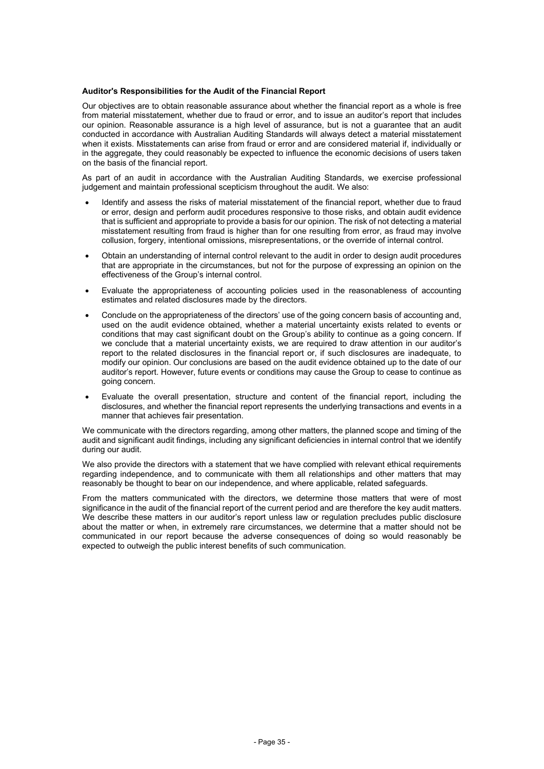**Auditor's Responsibilities for the Audit of the Financial Report**

Our objectives are to obtain reasonable assurance about whether the financial report as a whole is free from material misstatement, whether due to fraud or error, and to issue an auditor's report that includes our opinion. Reasonable assurance is a high level of assurance, but is not a guarantee that an audit conducted in accordance with Australian Auditing Standards will always detect a material misstatement when it exists. Misstatements can arise from fraud or error and are considered material if, individually or in the aggregate, they could reasonably be expected to influence the economic decisions of users taken on the basis of the financial report.

As part of an audit in accordance with the Australian Auditing Standards, we exercise professional judgement and maintain professional scepticism throughout the audit. We also:

- Identify and assess the risks of material misstatement of the financial report, whether due to fraud or error, design and perform audit procedures responsive to those risks, and obtain audit evidence that is sufficient and appropriate to provide a basis for our opinion. The risk of not detecting a material misstatement resulting from fraud is higher than for one resulting from error, as fraud may involve collusion, forgery, intentional omissions, misrepresentations, or the override of internal control.
- Obtain an understanding of internal control relevant to the audit in order to design audit procedures that are appropriate in the circumstances, but not for the purpose of expressing an opinion on the effectiveness of the Group's internal control.
- Evaluate the appropriateness of accounting policies used in the reasonableness of accounting estimates and related disclosures made by the directors.
- Conclude on the appropriateness of the directors' use of the going concern basis of accounting and, used on the audit evidence obtained, whether a material uncertainty exists related to events or conditions that may cast significant doubt on the Group's ability to continue as a going concern. If we conclude that a material uncertainty exists, we are required to draw attention in our auditor's report to the related disclosures in the financial report or, if such disclosures are inadequate, to modify our opinion. Our conclusions are based on the audit evidence obtained up to the date of our auditor's report. However, future events or conditions may cause the Group to cease to continue as going concern.
- Evaluate the overall presentation, structure and content of the financial report, including the disclosures, and whether the financial report represents the underlying transactions and events in a manner that achieves fair presentation.

We communicate with the directors regarding, among other matters, the planned scope and timing of the audit and significant audit findings, including any significant deficiencies in internal control that we identify during our audit.

We also provide the directors with a statement that we have complied with relevant ethical requirements regarding independence, and to communicate with them all relationships and other matters that may reasonably be thought to bear on our independence, and where applicable, related safeguards.

From the matters communicated with the directors, we determine those matters that were of most significance in the audit of the financial report of the current period and are therefore the key audit matters. We describe these matters in our auditor's report unless law or regulation precludes public disclosure about the matter or when, in extremely rare circumstances, we determine that a matter should not be communicated in our report because the adverse consequences of doing so would reasonably be expected to outweigh the public interest benefits of such communication.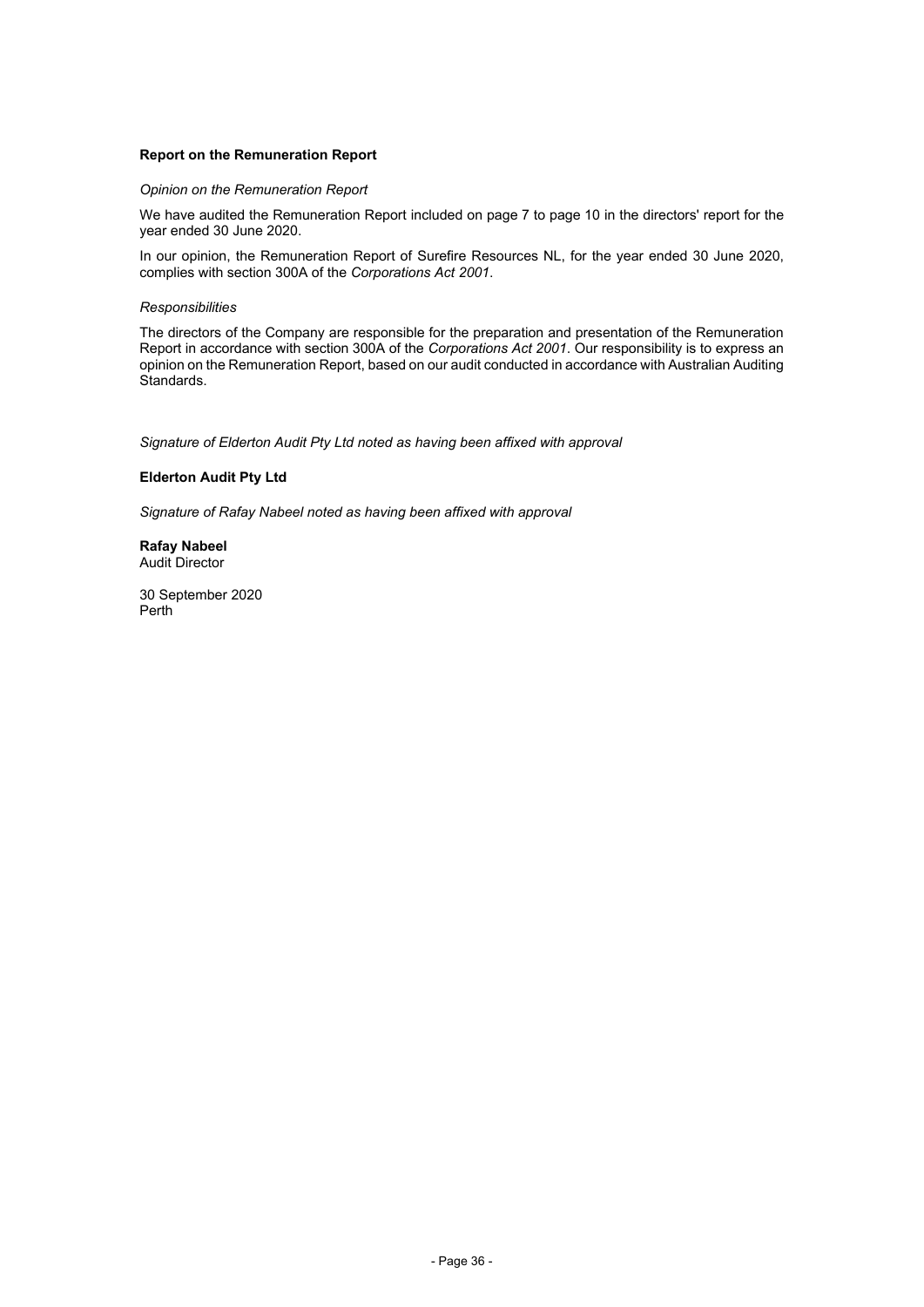**Report on the Remuneration Report**

*Opinion on the Remuneration Report*

We have audited the Remuneration Report included on page 7 to page 10 in the directors' report for the year ended 30 June 2020.

In our opinion, the Remuneration Report of Surefire Resources NL, for the year ended 30 June 2020, complies with section 300A of the *Corporations Act 2001*.

*Responsibilities*

The directors of the Company are responsible for the preparation and presentation of the Remuneration Report in accordance with section 300A of the *Corporations Act 2001*. Our responsibility is to express an opinion on the Remuneration Report, based on our audit conducted in accordance with Australian Auditing Standards.

*Signature of Elderton Audit Pty Ltd noted as having been affixed with approval*

**Elderton Audit Pty Ltd**

*Signature of Rafay Nabeel noted as having been affixed with approval*

**Rafay Nabeel**
Audit Director

30 September 2020
Perth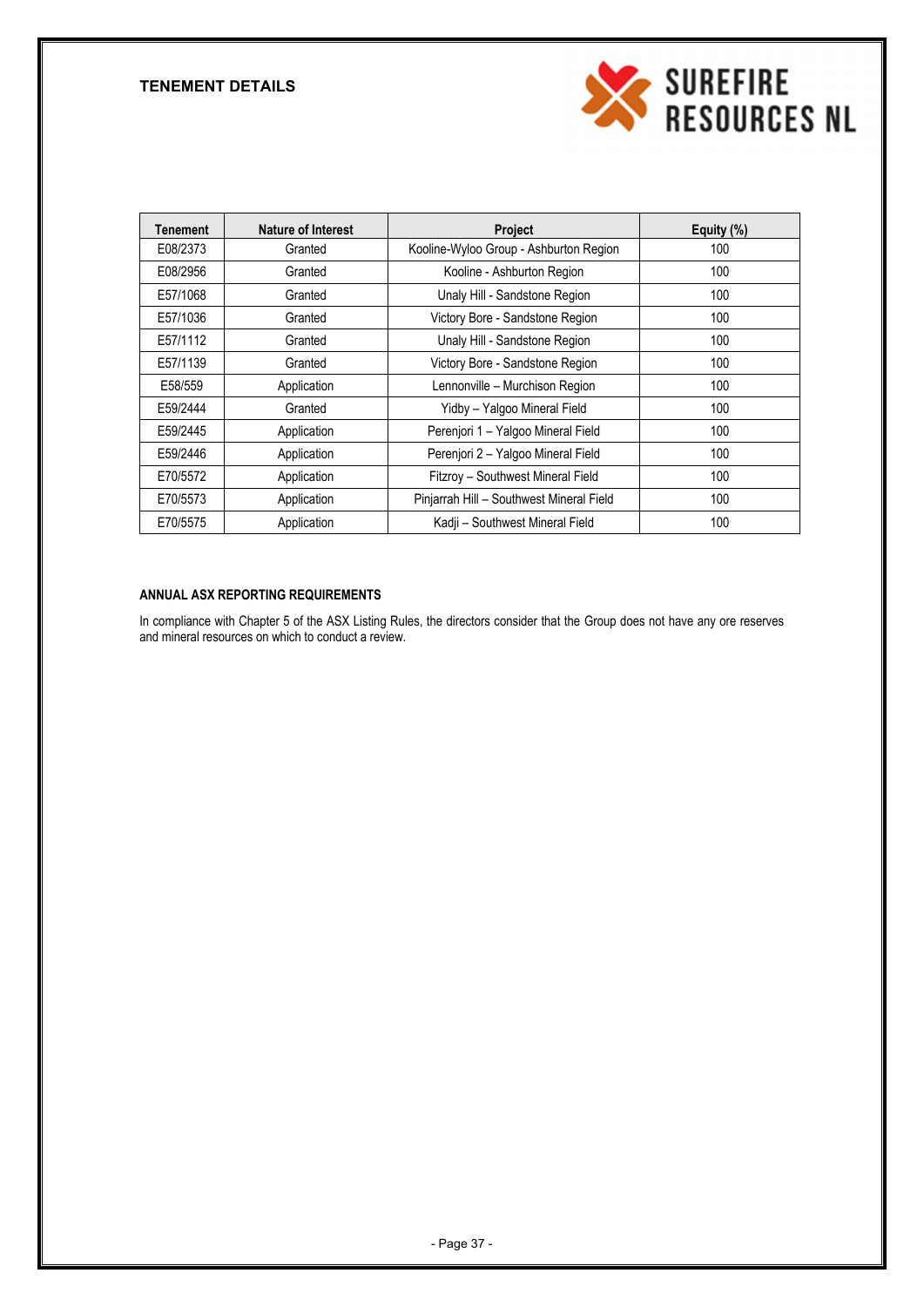## TENEMENT DETAILS

| Tenement | Nature of Interest | Project | Equity (%) |
| --- | --- | --- | --- |
| E08/2373 | Granted | Kooline-Wyloo Group - Ashburton Region | 100 |
| E08/2956 | Granted | Kooline - Ashburton Region | 100 |
| E57/1068 | Granted | Unaly Hill - Sandstone Region | 100 |
| E57/1036 | Granted | Victory Bore - Sandstone Region | 100 |
| E57/1112 | Granted | Unaly Hill - Sandstone Region | 100 |
| E57/1139 | Granted | Victory Bore - Sandstone Region | 100 |
| E58/559 | Application | Lennonville – Murchison Region | 100 |
| E59/2444 | Granted | Yidby – Yalgoo Mineral Field | 100 |
| E59/2445 | Application | Perenjori 1 – Yalgoo Mineral Field | 100 |
| E59/2446 | Application | Perenjori 2 – Yalgoo Mineral Field | 100 |
| E70/5572 | Application | Fitzroy – Southwest Mineral Field | 100 |
| E70/5573 | Application | Pinjarrah Hill – Southwest Mineral Field | 100 |
| E70/5575 | Application | Kadji – Southwest Mineral Field | 100 |

### ANNUAL ASX REPORTING REQUIREMENTS

In compliance with Chapter 5 of the ASX Listing Rules, the directors consider that the Group does not have any ore reserves and mineral resources on which to conduct a review.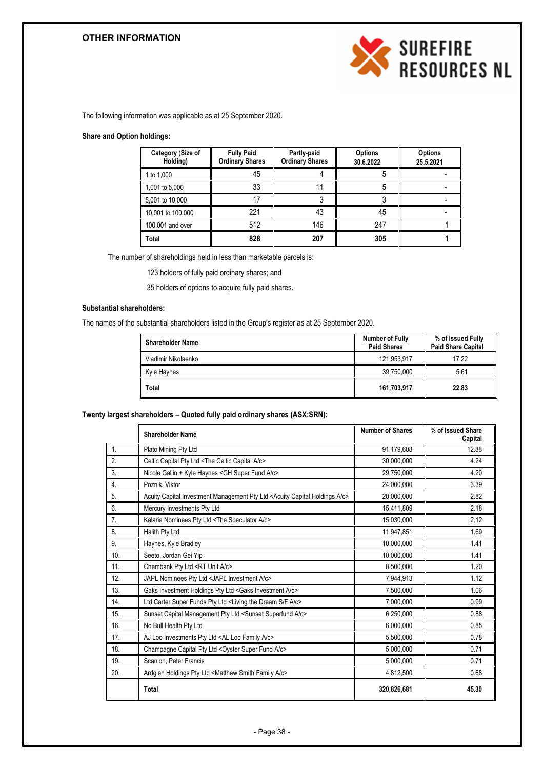## OTHER INFORMATION

The following information was applicable as at 25 September 2020.

**Share and Option holdings:**

| Category (Size of Holding) | Fully Paid Ordinary Shares | Partly-paid Ordinary Shares | Options 30.6.2022 | Options 25.5.2021 |
|---|---|---|---|---|
| 1 to 1,000 | 45 | 4 | 5 | - |
| 1,001 to 5,000 | 33 | 11 | 5 | - |
| 5,001 to 10,000 | 17 | 3 | 3 | - |
| 10,001 to 100,000 | 221 | 43 | 45 | - |
| 100,001 and over | 512 | 146 | 247 | 1 |
| **Total** | **828** | **207** | **305** | **1** |

The number of shareholdings held in less than marketable parcels is:

123 holders of fully paid ordinary shares; and

35 holders of options to acquire fully paid shares.

**Substantial shareholders:**

The names of the substantial shareholders listed in the Group's register as at 25 September 2020.

| Shareholder Name | Number of Fully Paid Shares | % of Issued Fully Paid Share Capital |
|---|---|---|
| Vladimir Nikolaenko | 121,953,917 | 17.22 |
| Kyle Haynes | 39,750,000 | 5.61 |
| **Total** | **161,703,917** | **22.83** |

**Twenty largest shareholders – Quoted fully paid ordinary shares (ASX:SRN):**

| | Shareholder Name | Number of Shares | % of Issued Share Capital |
|---|---|---|---|
| 1. | Plato Mining Pty Ltd | 91,179,608 | 12.88 |
| 2. | Celtic Capital Pty Ltd <The Celtic Capital A/c> | 30,000,000 | 4.24 |
| 3. | Nicole Gallin + Kyle Haynes <GH Super Fund A/c> | 29,750,000 | 4.20 |
| 4. | Poznik, Viktor | 24,000,000 | 3.39 |
| 5. | Acuity Capital Investment Management Pty Ltd <Acuity Capital Holdings A/c> | 20,000,000 | 2.82 |
| 6. | Mercury Investments Pty Ltd | 15,411,809 | 2.18 |
| 7. | Kalaria Nominees Pty Ltd <The Speculator A/c> | 15,030,000 | 2.12 |
| 8. | Halith Pty Ltd | 11,947,851 | 1.69 |
| 9. | Haynes, Kyle Bradley | 10,000,000 | 1.41 |
| 10. | Seeto, Jordan Gei Yip | 10,000,000 | 1.41 |
| 11. | Chembank Pty Ltd <RT Unit A/c> | 8,500,000 | 1.20 |
| 12. | JAPL Nominees Pty Ltd <JAPL Investment A/c> | 7,944,913 | 1.12 |
| 13. | Gaks Investment Holdings Pty Ltd <Gaks Investment A/c> | 7,500,000 | 1.06 |
| 14. | Ltd Carter Super Funds Pty Ltd <Living the Dream S/F A/c> | 7,000,000 | 0.99 |
| 15. | Sunset Capital Management Pty Ltd <Sunset Superfund A/c> | 6,250,000 | 0.88 |
| 16. | No Bull Health Pty Ltd | 6,000,000 | 0.85 |
| 17. | AJ Loo Investments Pty Ltd <AL Loo Family A/c> | 5,500,000 | 0.78 |
| 18. | Champagne Capital Pty Ltd <Oyster Super Fund A/c> | 5,000,000 | 0.71 |
| 19. | Scanlon, Peter Francis | 5,000,000 | 0.71 |
| 20. | Ardglen Holdings Pty Ltd <Matthew Smith Family A/c> | 4,812,500 | 0.68 |
| | **Total** | **320,826,681** | **45.30** |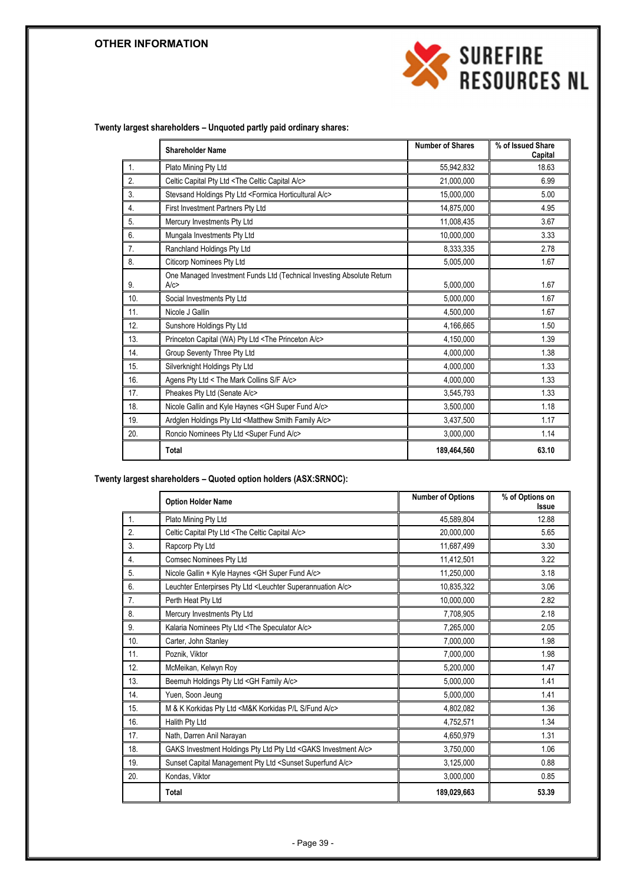## OTHER INFORMATION

**Twenty largest shareholders – Unquoted partly paid ordinary shares:**

| | Shareholder Name | Number of Shares | % of Issued Share Capital |
|---|---|---|---|
| 1. | Plato Mining Pty Ltd | 55,942,832 | 18.63 |
| 2. | Celtic Capital Pty Ltd <The Celtic Capital A/c> | 21,000,000 | 6.99 |
| 3. | Stevsand Holdings Pty Ltd <Formica Horticultural A/c> | 15,000,000 | 5.00 |
| 4. | First Investment Partners Pty Ltd | 14,875,000 | 4.95 |
| 5. | Mercury Investments Pty Ltd | 11,008,435 | 3.67 |
| 6. | Mungala Investments Pty Ltd | 10,000,000 | 3.33 |
| 7. | Ranchland Holdings Pty Ltd | 8,333,335 | 2.78 |
| 8. | Citicorp Nominees Pty Ltd | 5,005,000 | 1.67 |
| 9. | One Managed Investment Funds Ltd (Technical Investing Absolute Return A/c> | 5,000,000 | 1.67 |
| 10. | Social Investments Pty Ltd | 5,000,000 | 1.67 |
| 11. | Nicole J Gallin | 4,500,000 | 1.67 |
| 12. | Sunshore Holdings Pty Ltd | 4,166,665 | 1.50 |
| 13. | Princeton Capital (WA) Pty Ltd <The Princeton A/c> | 4,150,000 | 1.39 |
| 14. | Group Seventy Three Pty Ltd | 4,000,000 | 1.38 |
| 15. | Silverknight Holdings Pty Ltd | 4,000,000 | 1.33 |
| 16. | Agens Pty Ltd < The Mark Collins S/F A/c> | 4,000,000 | 1.33 |
| 17. | Pheakes Pty Ltd (Senate A/c> | 3,545,793 | 1.33 |
| 18. | Nicole Gallin and Kyle Haynes <GH Super Fund A/c> | 3,500,000 | 1.18 |
| 19. | Ardglen Holdings Pty Ltd <Matthew Smith Family A/c> | 3,437,500 | 1.17 |
| 20. | Roncio Nominees Pty Ltd <Super Fund A/c> | 3,000,000 | 1.14 |
| | **Total** | **189,464,560** | **63.10** |

**Twenty largest shareholders – Quoted option holders (ASX:SRNOC):**

| | Option Holder Name | Number of Options | % of Options on Issue |
|---|---|---|---|
| 1. | Plato Mining Pty Ltd | 45,589,804 | 12.88 |
| 2. | Celtic Capital Pty Ltd <The Celtic Capital A/c> | 20,000,000 | 5.65 |
| 3. | Rapcorp Pty Ltd | 11,687,499 | 3.30 |
| 4. | Comsec Nominees Pty Ltd | 11,412,501 | 3.22 |
| 5. | Nicole Gallin + Kyle Haynes <GH Super Fund A/c> | 11,250,000 | 3.18 |
| 6. | Leuchter Enterpirses Pty Ltd <Leuchter Superannuation A/c> | 10,835,322 | 3.06 |
| 7. | Perth Heat Pty Ltd | 10,000,000 | 2.82 |
| 8. | Mercury Investments Pty Ltd | 7,708,905 | 2.18 |
| 9. | Kalaria Nominees Pty Ltd <The Speculator A/c> | 7,265,000 | 2.05 |
| 10. | Carter, John Stanley | 7,000,000 | 1.98 |
| 11. | Poznik, Viktor | 7,000,000 | 1.98 |
| 12. | McMeikan, Kelwyn Roy | 5,200,000 | 1.47 |
| 13. | Beemuh Holdings Pty Ltd <GH Family A/c> | 5,000,000 | 1.41 |
| 14. | Yuen, Soon Jeung | 5,000,000 | 1.41 |
| 15. | M & K Korkidas Pty Ltd <M&K Korkidas P/L S/Fund A/c> | 4,802,082 | 1.36 |
| 16. | Halith Pty Ltd | 4,752,571 | 1.34 |
| 17. | Nath, Darren Anil Narayan | 4,650,979 | 1.31 |
| 18. | GAKS Investment Holdings Pty Ltd Pty Ltd <GAKS Investment A/c> | 3,750,000 | 1.06 |
| 19. | Sunset Capital Management Pty Ltd <Sunset Superfund A/c> | 3,125,000 | 0.88 |
| 20. | Kondas, Viktor | 3,000,000 | 0.85 |
| | **Total** | **189,029,663** | **53.39** |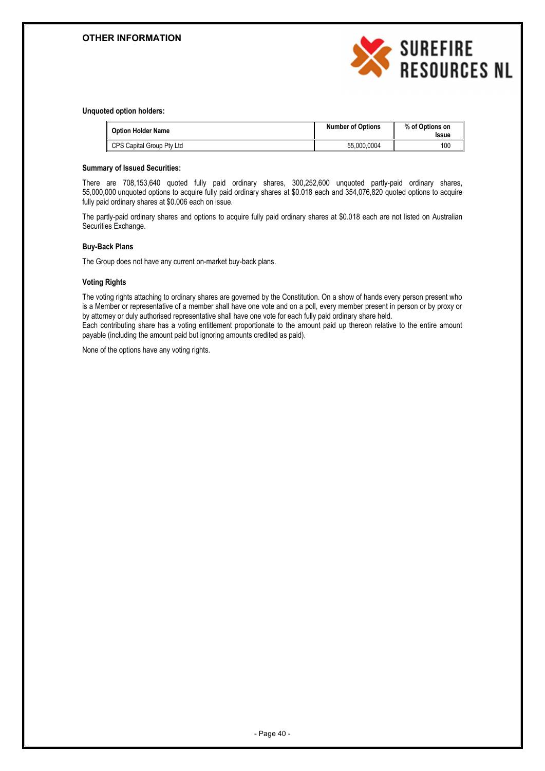## OTHER INFORMATION

**Unquoted option holders:**

| Option Holder Name | Number of Options | % of Options on Issue |
|---|---|---|
| CPS Capital Group Pty Ltd | 55,000,0004 | 100 |

**Summary of Issued Securities:**

There are 708,153,640 quoted fully paid ordinary shares, 300,252,600 unquoted partly-paid ordinary shares, 55,000,000 unquoted options to acquire fully paid ordinary shares at $0.018 each and 354,076,820 quoted options to acquire fully paid ordinary shares at $0.006 each on issue.

The partly-paid ordinary shares and options to acquire fully paid ordinary shares at $0.018 each are not listed on Australian Securities Exchange.

**Buy-Back Plans**

The Group does not have any current on-market buy-back plans.

**Voting Rights**

The voting rights attaching to ordinary shares are governed by the Constitution. On a show of hands every person present who is a Member or representative of a member shall have one vote and on a poll, every member present in person or by proxy or by attorney or duly authorised representative shall have one vote for each fully paid ordinary share held.
Each contributing share has a voting entitlement proportionate to the amount paid up thereon relative to the entire amount payable (including the amount paid but ignoring amounts credited as paid).

None of the options have any voting rights.